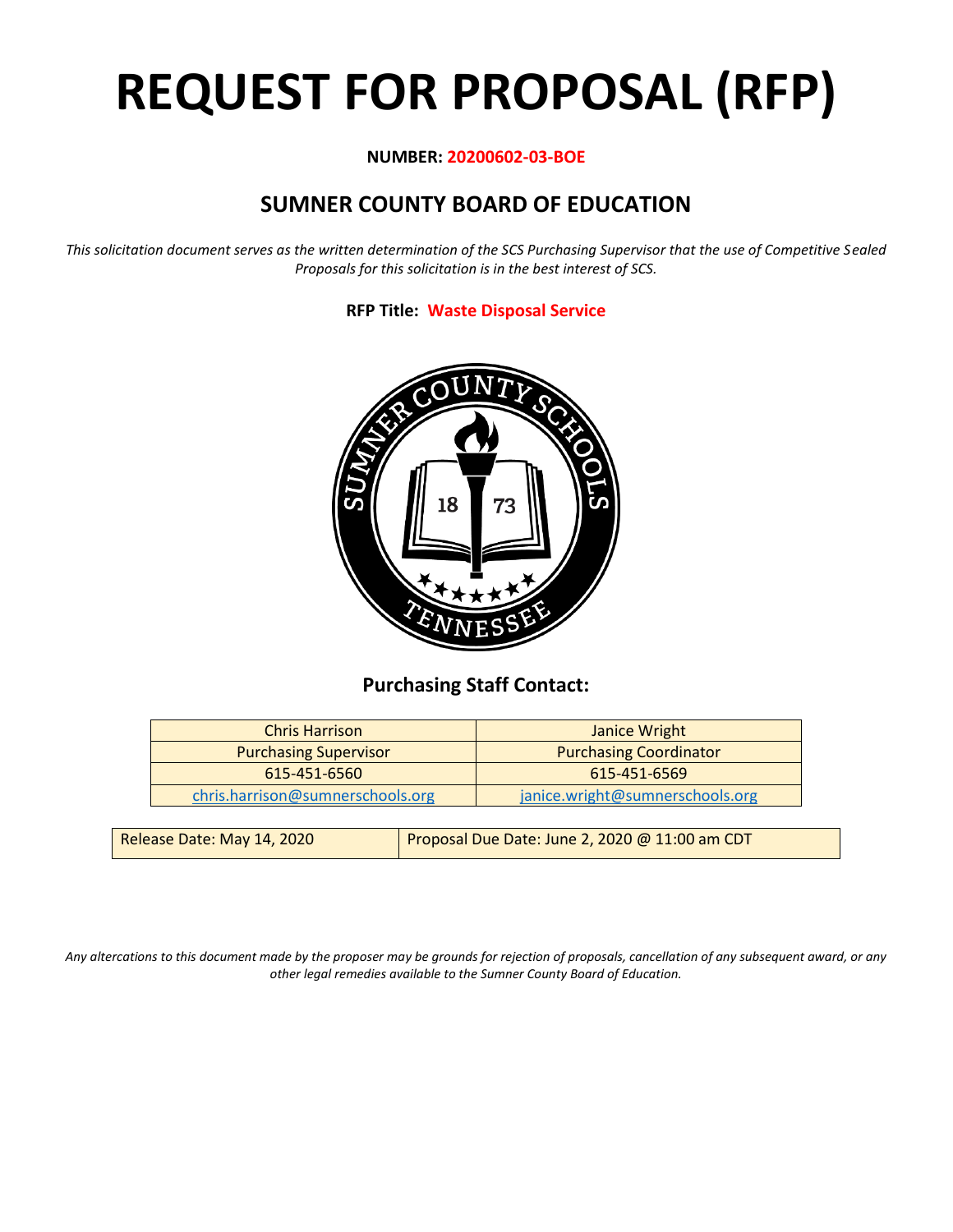# REQUEST FOR PROPOSAL (RFP)

**NUMBER: 20200602-03-BOE**

## SUMNER COUNTY BOARD OF EDUCATION

*This solicitation document serves as the written determination of the SCS Purchasing Supervisor that the use of Competitive Sealed Proposals for this solicitation is in the best interest of SCS.*

**RFP Title: Waste Disposal Service**

### Purchasing Staff Contact:

| Chris Harrison | Janice Wright |
|---|---|
| Purchasing Supervisor | Purchasing Coordinator |
| 615-451-6560 | 615-451-6569 |
| chris.harrison@sumnerschools.org | janice.wright@sumnerschools.org |

| Release Date: May 14, 2020 | Proposal Due Date: June 2, 2020 @ 11:00 am CDT |
|---|---|

*Any altercations to this document made by the proposer may be grounds for rejection of proposals, cancellation of any subsequent award, or any other legal remedies available to the Sumner County Board of Education.*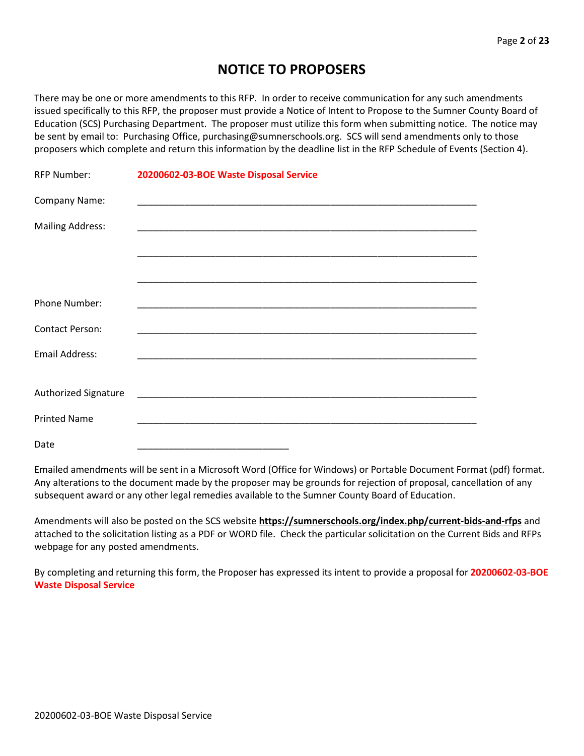# NOTICE TO PROPOSERS

There may be one or more amendments to this RFP. In order to receive communication for any such amendments issued specifically to this RFP, the proposer must provide a Notice of Intent to Propose to the Sumner County Board of Education (SCS) Purchasing Department. The proposer must utilize this form when submitting notice. The notice may be sent by email to: Purchasing Office, purchasing@sumnerschools.org. SCS will send amendments only to those proposers which complete and return this information by the deadline list in the RFP Schedule of Events (Section 4).

RFP Number: **20200602-03-BOE Waste Disposal Service**

Company Name: ____________________________________________________________

Mailing Address: ____________________________________________________________

____________________________________________________________

____________________________________________________________

Phone Number: ____________________________________________________________

Contact Person: ____________________________________________________________

Email Address: ____________________________________________________________

Authorized Signature ____________________________________________________________

Printed Name ____________________________________________________________

Date ____________________________

Emailed amendments will be sent in a Microsoft Word (Office for Windows) or Portable Document Format (pdf) format. Any alterations to the document made by the proposer may be grounds for rejection of proposal, cancellation of any subsequent award or any other legal remedies available to the Sumner County Board of Education.

Amendments will also be posted on the SCS website **https://sumnerschools.org/index.php/current-bids-and-rfps** and attached to the solicitation listing as a PDF or WORD file. Check the particular solicitation on the Current Bids and RFPs webpage for any posted amendments.

By completing and returning this form, the Proposer has expressed its intent to provide a proposal for **20200602-03-BOE Waste Disposal Service**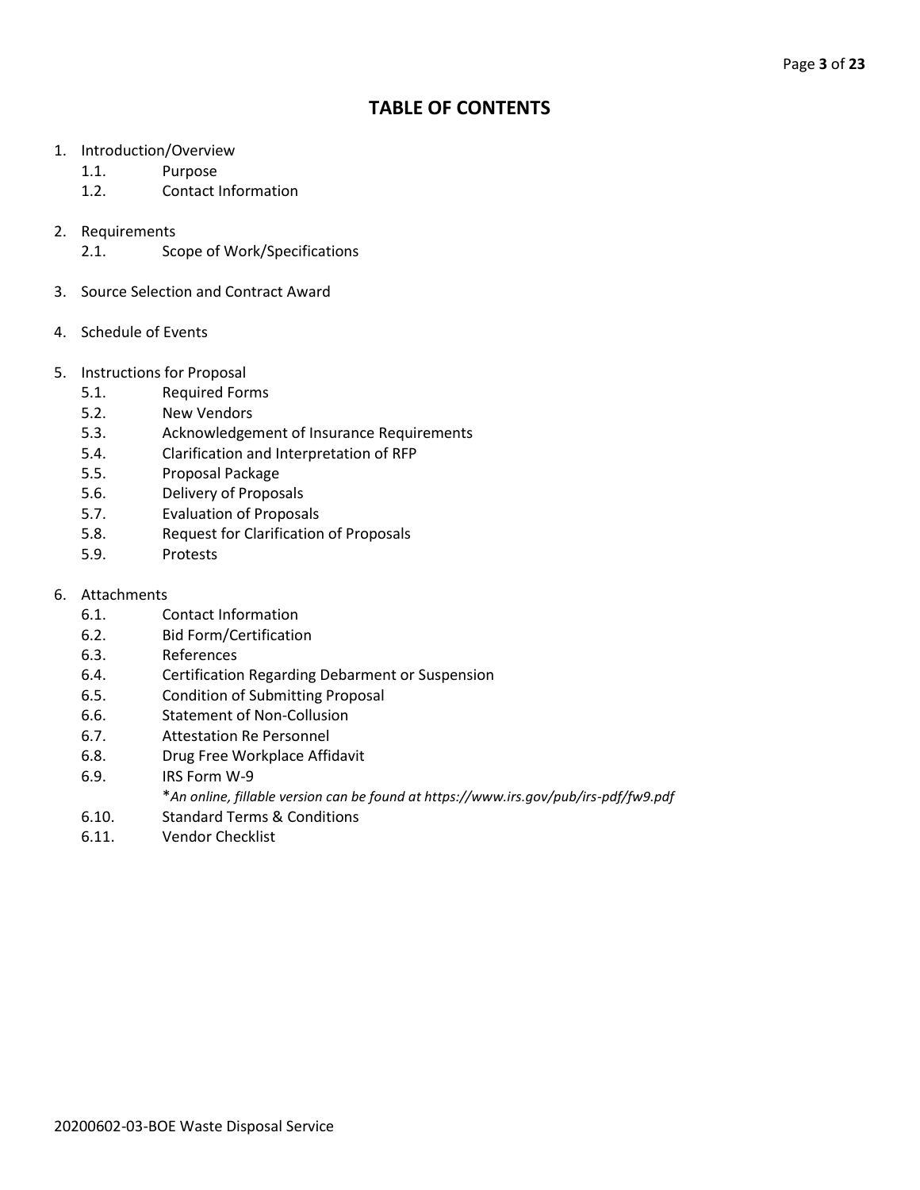# TABLE OF CONTENTS

1. Introduction/Overview
   - 1.1. Purpose
   - 1.2. Contact Information
2. Requirements
   - 2.1. Scope of Work/Specifications
3. Source Selection and Contract Award
4. Schedule of Events
5. Instructions for Proposal
   - 5.1. Required Forms
   - 5.2. New Vendors
   - 5.3. Acknowledgement of Insurance Requirements
   - 5.4. Clarification and Interpretation of RFP
   - 5.5. Proposal Package
   - 5.6. Delivery of Proposals
   - 5.7. Evaluation of Proposals
   - 5.8. Request for Clarification of Proposals
   - 5.9. Protests
6. Attachments
   - 6.1. Contact Information
   - 6.2. Bid Form/Certification
   - 6.3. References
   - 6.4. Certification Regarding Debarment or Suspension
   - 6.5. Condition of Submitting Proposal
   - 6.6. Statement of Non-Collusion
   - 6.7. Attestation Re Personnel
   - 6.8. Drug Free Workplace Affidavit
   - 6.9. IRS Form W-9
     *An online, fillable version can be found at https://www.irs.gov/pub/irs-pdf/fw9.pdf*
   - 6.10. Standard Terms & Conditions
   - 6.11. Vendor Checklist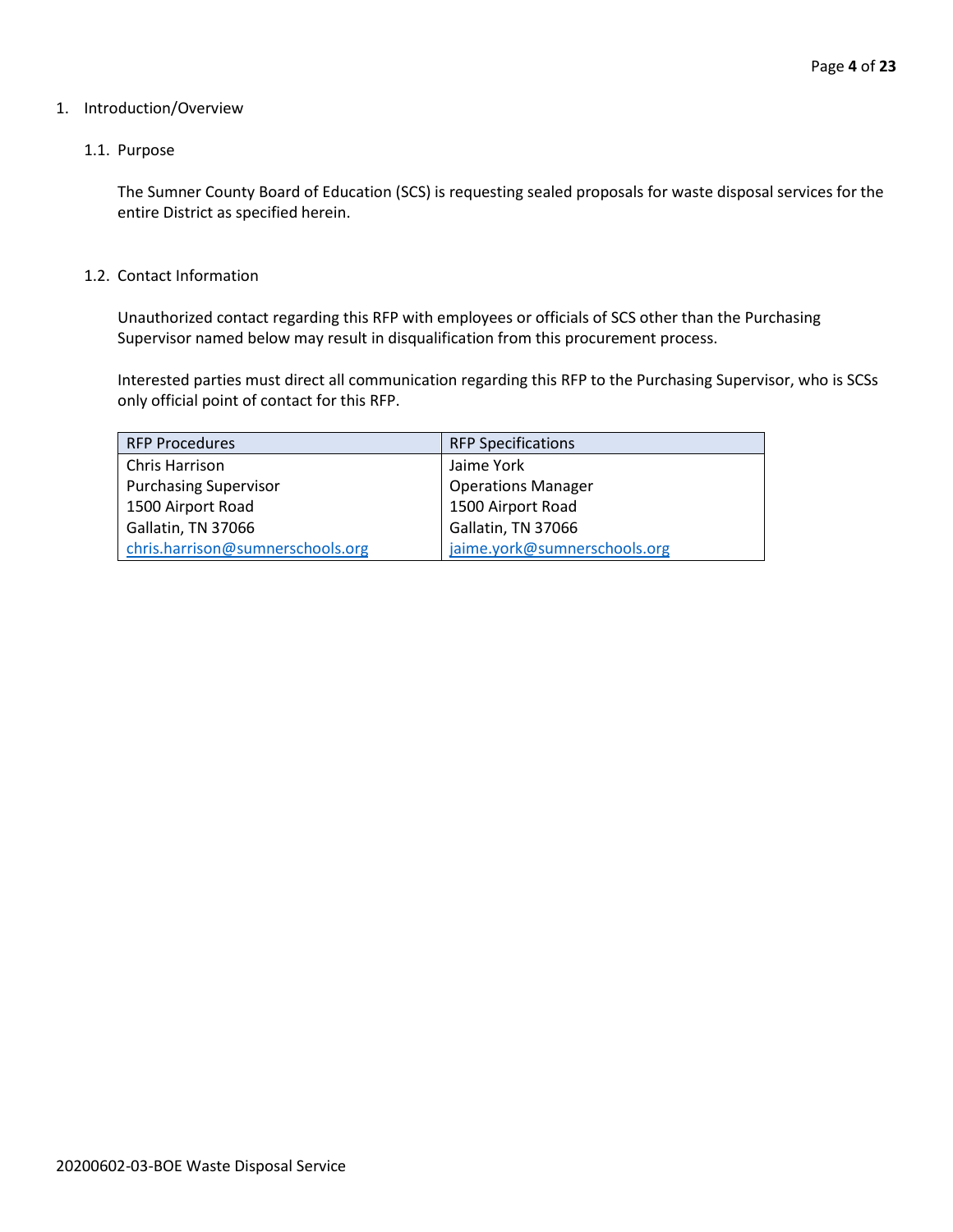## 1. Introduction/Overview

### 1.1. Purpose

The Sumner County Board of Education (SCS) is requesting sealed proposals for waste disposal services for the entire District as specified herein.

### 1.2. Contact Information

Unauthorized contact regarding this RFP with employees or officials of SCS other than the Purchasing Supervisor named below may result in disqualification from this procurement process.

Interested parties must direct all communication regarding this RFP to the Purchasing Supervisor, who is SCSs only official point of contact for this RFP.

| RFP Procedures | RFP Specifications |
|---|---|
| Chris Harrison<br>Purchasing Supervisor<br>1500 Airport Road<br>Gallatin, TN 37066<br>chris.harrison@sumnerschools.org | Jaime York<br>Operations Manager<br>1500 Airport Road<br>Gallatin, TN 37066<br>jaime.york@sumnerschools.org |

20200602-03-BOE Waste Disposal Service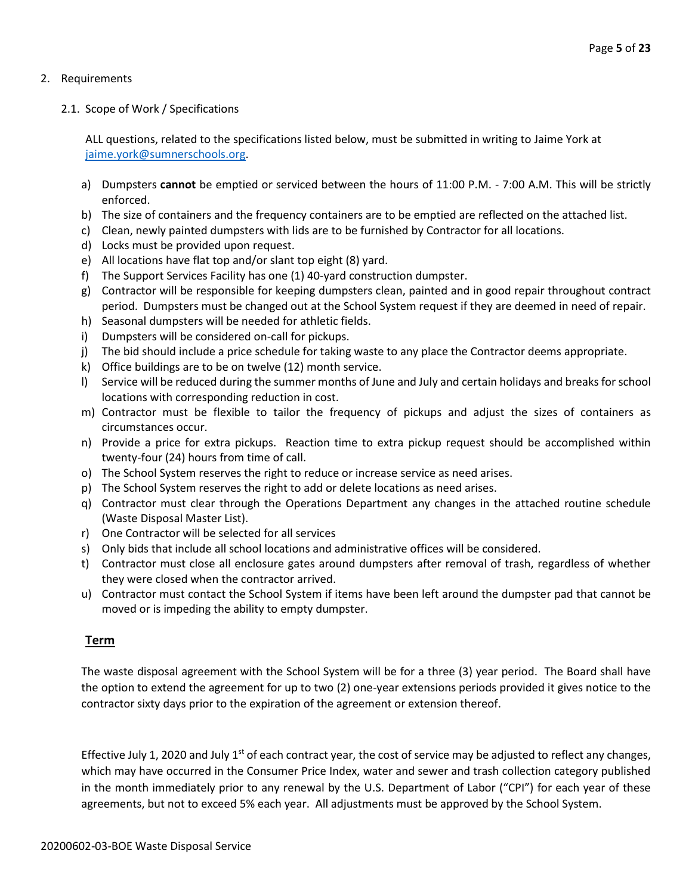## 2. Requirements

### 2.1. Scope of Work / Specifications

ALL questions, related to the specifications listed below, must be submitted in writing to Jaime York at jaime.york@sumnerschools.org.

a) Dumpsters **cannot** be emptied or serviced between the hours of 11:00 P.M. - 7:00 A.M. This will be strictly enforced.
b) The size of containers and the frequency containers are to be emptied are reflected on the attached list.
c) Clean, newly painted dumpsters with lids are to be furnished by Contractor for all locations.
d) Locks must be provided upon request.
e) All locations have flat top and/or slant top eight (8) yard.
f) The Support Services Facility has one (1) 40-yard construction dumpster.
g) Contractor will be responsible for keeping dumpsters clean, painted and in good repair throughout contract period. Dumpsters must be changed out at the School System request if they are deemed in need of repair.
h) Seasonal dumpsters will be needed for athletic fields.
i) Dumpsters will be considered on-call for pickups.
j) The bid should include a price schedule for taking waste to any place the Contractor deems appropriate.
k) Office buildings are to be on twelve (12) month service.
l) Service will be reduced during the summer months of June and July and certain holidays and breaks for school locations with corresponding reduction in cost.
m) Contractor must be flexible to tailor the frequency of pickups and adjust the sizes of containers as circumstances occur.
n) Provide a price for extra pickups. Reaction time to extra pickup request should be accomplished within twenty-four (24) hours from time of call.
o) The School System reserves the right to reduce or increase service as need arises.
p) The School System reserves the right to add or delete locations as need arises.
q) Contractor must clear through the Operations Department any changes in the attached routine schedule (Waste Disposal Master List).
r) One Contractor will be selected for all services
s) Only bids that include all school locations and administrative offices will be considered.
t) Contractor must close all enclosure gates around dumpsters after removal of trash, regardless of whether they were closed when the contractor arrived.
u) Contractor must contact the School System if items have been left around the dumpster pad that cannot be moved or is impeding the ability to empty dumpster.

**Term**

The waste disposal agreement with the School System will be for a three (3) year period. The Board shall have the option to extend the agreement for up to two (2) one-year extensions periods provided it gives notice to the contractor sixty days prior to the expiration of the agreement or extension thereof.

Effective July 1, 2020 and July 1st of each contract year, the cost of service may be adjusted to reflect any changes, which may have occurred in the Consumer Price Index, water and sewer and trash collection category published in the month immediately prior to any renewal by the U.S. Department of Labor ("CPI") for each year of these agreements, but not to exceed 5% each year. All adjustments must be approved by the School System.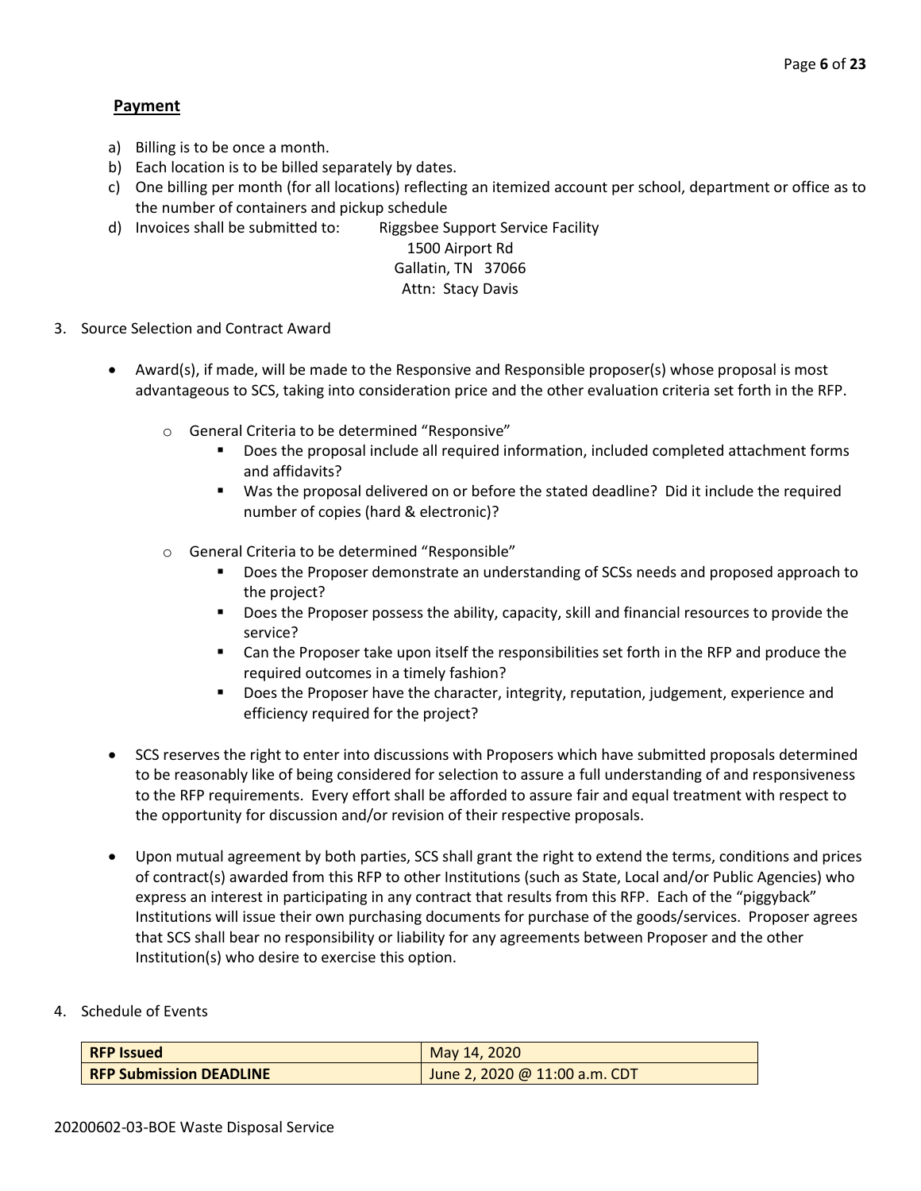**Payment**

a) Billing is to be once a month.
b) Each location is to be billed separately by dates.
c) One billing per month (for all locations) reflecting an itemized account per school, department or office as to the number of containers and pickup schedule
d) Invoices shall be submitted to: Riggsbee Support Service Facility
   1500 Airport Rd
   Gallatin, TN 37066
   Attn: Stacy Davis

3. Source Selection and Contract Award

- Award(s), if made, will be made to the Responsive and Responsible proposer(s) whose proposal is most advantageous to SCS, taking into consideration price and the other evaluation criteria set forth in the RFP.
  - General Criteria to be determined "Responsive"
    - Does the proposal include all required information, included completed attachment forms and affidavits?
    - Was the proposal delivered on or before the stated deadline? Did it include the required number of copies (hard & electronic)?
  - General Criteria to be determined "Responsible"
    - Does the Proposer demonstrate an understanding of SCSs needs and proposed approach to the project?
    - Does the Proposer possess the ability, capacity, skill and financial resources to provide the service?
    - Can the Proposer take upon itself the responsibilities set forth in the RFP and produce the required outcomes in a timely fashion?
    - Does the Proposer have the character, integrity, reputation, judgement, experience and efficiency required for the project?

- SCS reserves the right to enter into discussions with Proposers which have submitted proposals determined to be reasonably like of being considered for selection to assure a full understanding of and responsiveness to the RFP requirements. Every effort shall be afforded to assure fair and equal treatment with respect to the opportunity for discussion and/or revision of their respective proposals.

- Upon mutual agreement by both parties, SCS shall grant the right to extend the terms, conditions and prices of contract(s) awarded from this RFP to other Institutions (such as State, Local and/or Public Agencies) who express an interest in participating in any contract that results from this RFP. Each of the "piggyback" Institutions will issue their own purchasing documents for purchase of the goods/services. Proposer agrees that SCS shall bear no responsibility or liability for any agreements between Proposer and the other Institution(s) who desire to exercise this option.

4. Schedule of Events

| **RFP Issued** | May 14, 2020 |
|---|---|
| **RFP Submission DEADLINE** | June 2, 2020 @ 11:00 a.m. CDT |

20200602-03-BOE Waste Disposal Service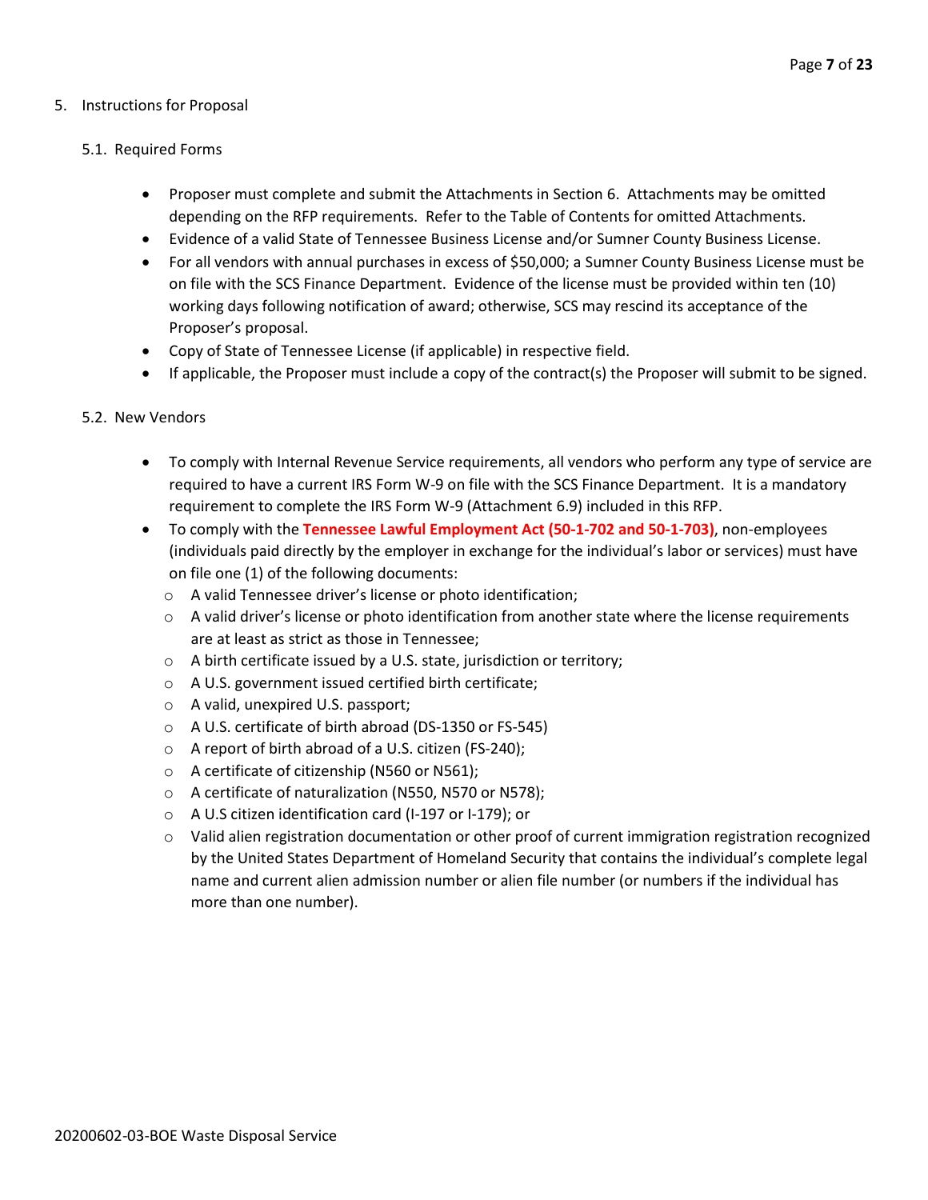## 5. Instructions for Proposal

### 5.1. Required Forms

- Proposer must complete and submit the Attachments in Section 6. Attachments may be omitted depending on the RFP requirements. Refer to the Table of Contents for omitted Attachments.
- Evidence of a valid State of Tennessee Business License and/or Sumner County Business License.
- For all vendors with annual purchases in excess of $50,000; a Sumner County Business License must be on file with the SCS Finance Department. Evidence of the license must be provided within ten (10) working days following notification of award; otherwise, SCS may rescind its acceptance of the Proposer's proposal.
- Copy of State of Tennessee License (if applicable) in respective field.
- If applicable, the Proposer must include a copy of the contract(s) the Proposer will submit to be signed.

### 5.2. New Vendors

- To comply with Internal Revenue Service requirements, all vendors who perform any type of service are required to have a current IRS Form W-9 on file with the SCS Finance Department. It is a mandatory requirement to complete the IRS Form W-9 (Attachment 6.9) included in this RFP.
- To comply with the **Tennessee Lawful Employment Act (50-1-702 and 50-1-703)**, non-employees (individuals paid directly by the employer in exchange for the individual's labor or services) must have on file one (1) of the following documents:
  - A valid Tennessee driver's license or photo identification;
  - A valid driver's license or photo identification from another state where the license requirements are at least as strict as those in Tennessee;
  - A birth certificate issued by a U.S. state, jurisdiction or territory;
  - A U.S. government issued certified birth certificate;
  - A valid, unexpired U.S. passport;
  - A U.S. certificate of birth abroad (DS-1350 or FS-545)
  - A report of birth abroad of a U.S. citizen (FS-240);
  - A certificate of citizenship (N560 or N561);
  - A certificate of naturalization (N550, N570 or N578);
  - A U.S citizen identification card (I-197 or I-179); or
  - Valid alien registration documentation or other proof of current immigration registration recognized by the United States Department of Homeland Security that contains the individual's complete legal name and current alien admission number or alien file number (or numbers if the individual has more than one number).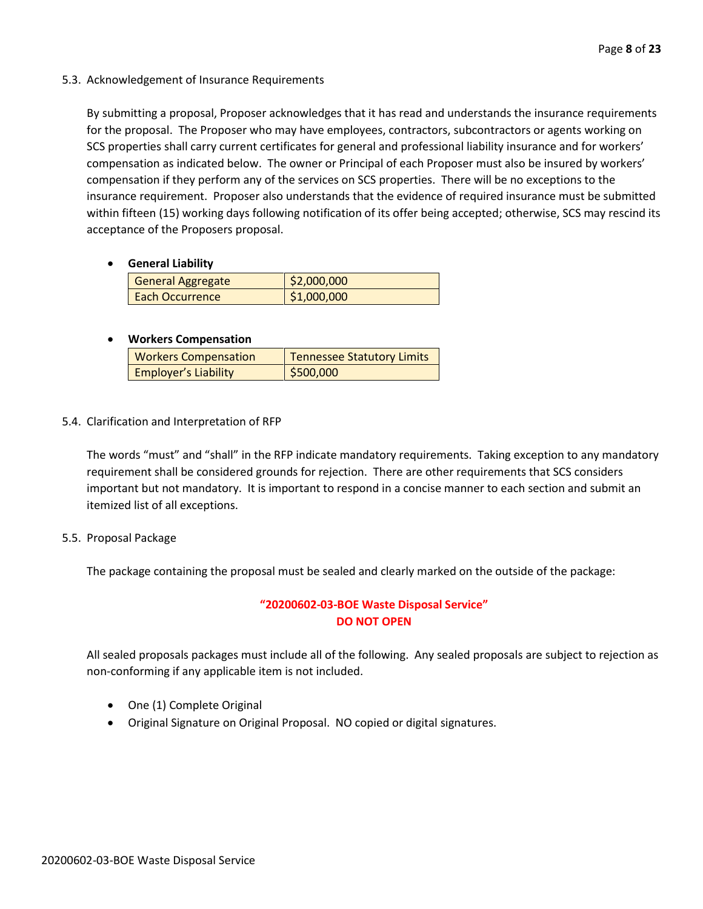### 5.3. Acknowledgement of Insurance Requirements

By submitting a proposal, Proposer acknowledges that it has read and understands the insurance requirements for the proposal. The Proposer who may have employees, contractors, subcontractors or agents working on SCS properties shall carry current certificates for general and professional liability insurance and for workers' compensation as indicated below. The owner or Principal of each Proposer must also be insured by workers' compensation if they perform any of the services on SCS properties. There will be no exceptions to the insurance requirement. Proposer also understands that the evidence of required insurance must be submitted within fifteen (15) working days following notification of its offer being accepted; otherwise, SCS may rescind its acceptance of the Proposers proposal.

- **General Liability**

| General Aggregate | $2,000,000 |
|---|---|
| Each Occurrence | $1,000,000 |

- **Workers Compensation**

| Workers Compensation | Tennessee Statutory Limits |
|---|---|
| Employer's Liability | $500,000 |

### 5.4. Clarification and Interpretation of RFP

The words "must" and "shall" in the RFP indicate mandatory requirements. Taking exception to any mandatory requirement shall be considered grounds for rejection. There are other requirements that SCS considers important but not mandatory. It is important to respond in a concise manner to each section and submit an itemized list of all exceptions.

### 5.5. Proposal Package

The package containing the proposal must be sealed and clearly marked on the outside of the package:

**"20200602-03-BOE Waste Disposal Service"**
**DO NOT OPEN**

All sealed proposals packages must include all of the following. Any sealed proposals are subject to rejection as non-conforming if any applicable item is not included.

- One (1) Complete Original
- Original Signature on Original Proposal. NO copied or digital signatures.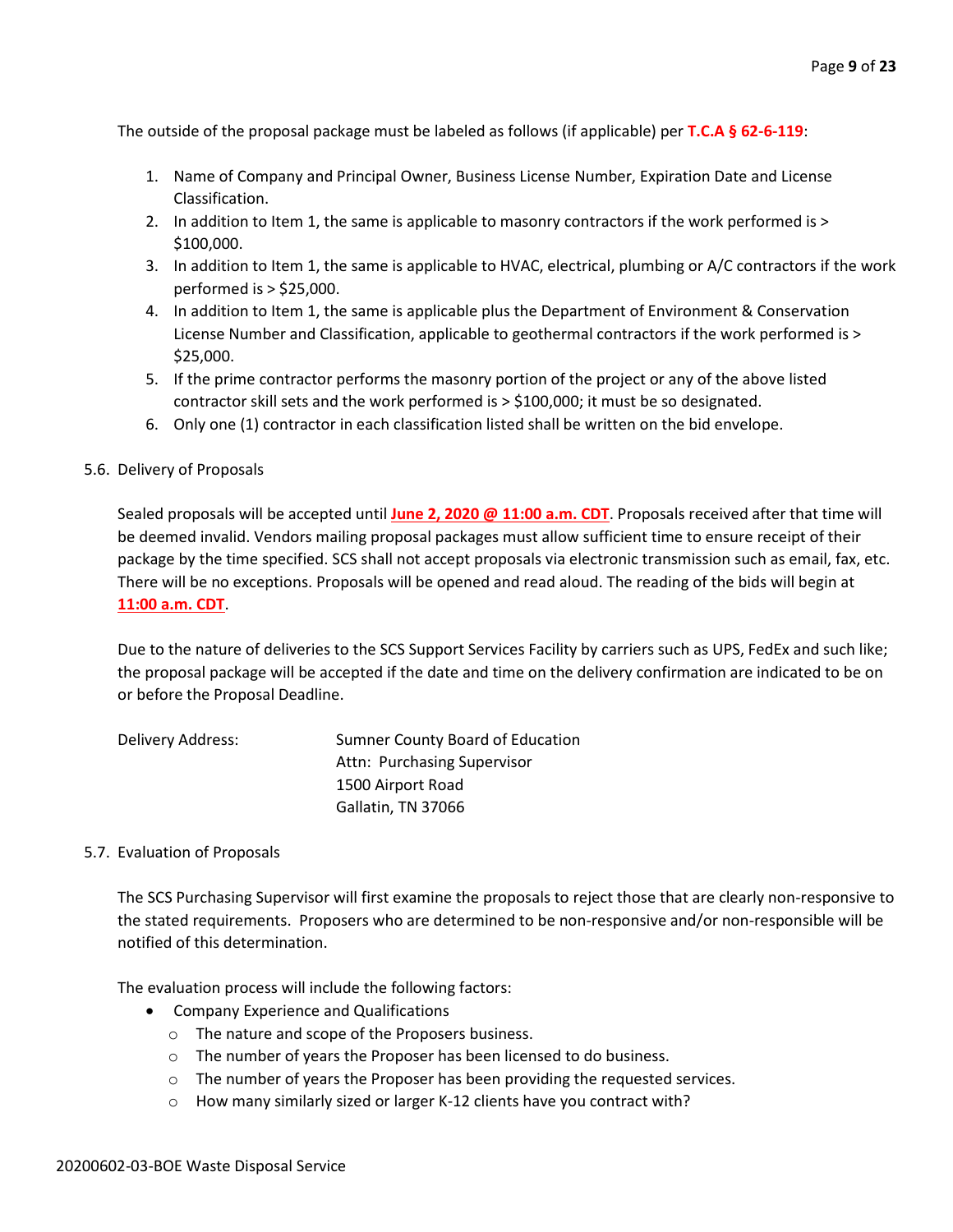The outside of the proposal package must be labeled as follows (if applicable) per **T.C.A § 62-6-119**:

1. Name of Company and Principal Owner, Business License Number, Expiration Date and License Classification.
2. In addition to Item 1, the same is applicable to masonry contractors if the work performed is > $100,000.
3. In addition to Item 1, the same is applicable to HVAC, electrical, plumbing or A/C contractors if the work performed is > $25,000.
4. In addition to Item 1, the same is applicable plus the Department of Environment & Conservation License Number and Classification, applicable to geothermal contractors if the work performed is > $25,000.
5. If the prime contractor performs the masonry portion of the project or any of the above listed contractor skill sets and the work performed is > $100,000; it must be so designated.
6. Only one (1) contractor in each classification listed shall be written on the bid envelope.

5.6. Delivery of Proposals

Sealed proposals will be accepted until **June 2, 2020 @ 11:00 a.m. CDT**. Proposals received after that time will be deemed invalid. Vendors mailing proposal packages must allow sufficient time to ensure receipt of their package by the time specified. SCS shall not accept proposals via electronic transmission such as email, fax, etc. There will be no exceptions. Proposals will be opened and read aloud. The reading of the bids will begin at **11:00 a.m. CDT**.

Due to the nature of deliveries to the SCS Support Services Facility by carriers such as UPS, FedEx and such like; the proposal package will be accepted if the date and time on the delivery confirmation are indicated to be on or before the Proposal Deadline.

Delivery Address: Sumner County Board of Education
Attn: Purchasing Supervisor
1500 Airport Road
Gallatin, TN 37066

5.7. Evaluation of Proposals

The SCS Purchasing Supervisor will first examine the proposals to reject those that are clearly non-responsive to the stated requirements. Proposers who are determined to be non-responsive and/or non-responsible will be notified of this determination.

The evaluation process will include the following factors:

- Company Experience and Qualifications
  - The nature and scope of the Proposers business.
  - The number of years the Proposer has been licensed to do business.
  - The number of years the Proposer has been providing the requested services.
  - How many similarly sized or larger K-12 clients have you contract with?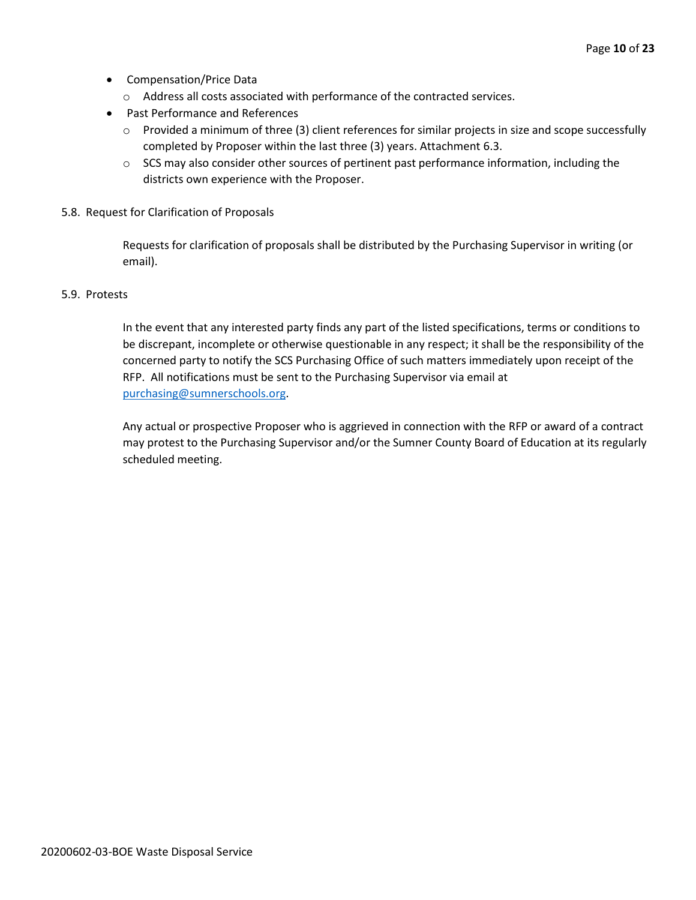- Compensation/Price Data
  - Address all costs associated with performance of the contracted services.
- Past Performance and References
  - Provided a minimum of three (3) client references for similar projects in size and scope successfully completed by Proposer within the last three (3) years. Attachment 6.3.
  - SCS may also consider other sources of pertinent past performance information, including the districts own experience with the Proposer.

5.8. Request for Clarification of Proposals

Requests for clarification of proposals shall be distributed by the Purchasing Supervisor in writing (or email).

5.9. Protests

In the event that any interested party finds any part of the listed specifications, terms or conditions to be discrepant, incomplete or otherwise questionable in any respect; it shall be the responsibility of the concerned party to notify the SCS Purchasing Office of such matters immediately upon receipt of the RFP. All notifications must be sent to the Purchasing Supervisor via email at purchasing@sumnerschools.org.

Any actual or prospective Proposer who is aggrieved in connection with the RFP or award of a contract may protest to the Purchasing Supervisor and/or the Sumner County Board of Education at its regularly scheduled meeting.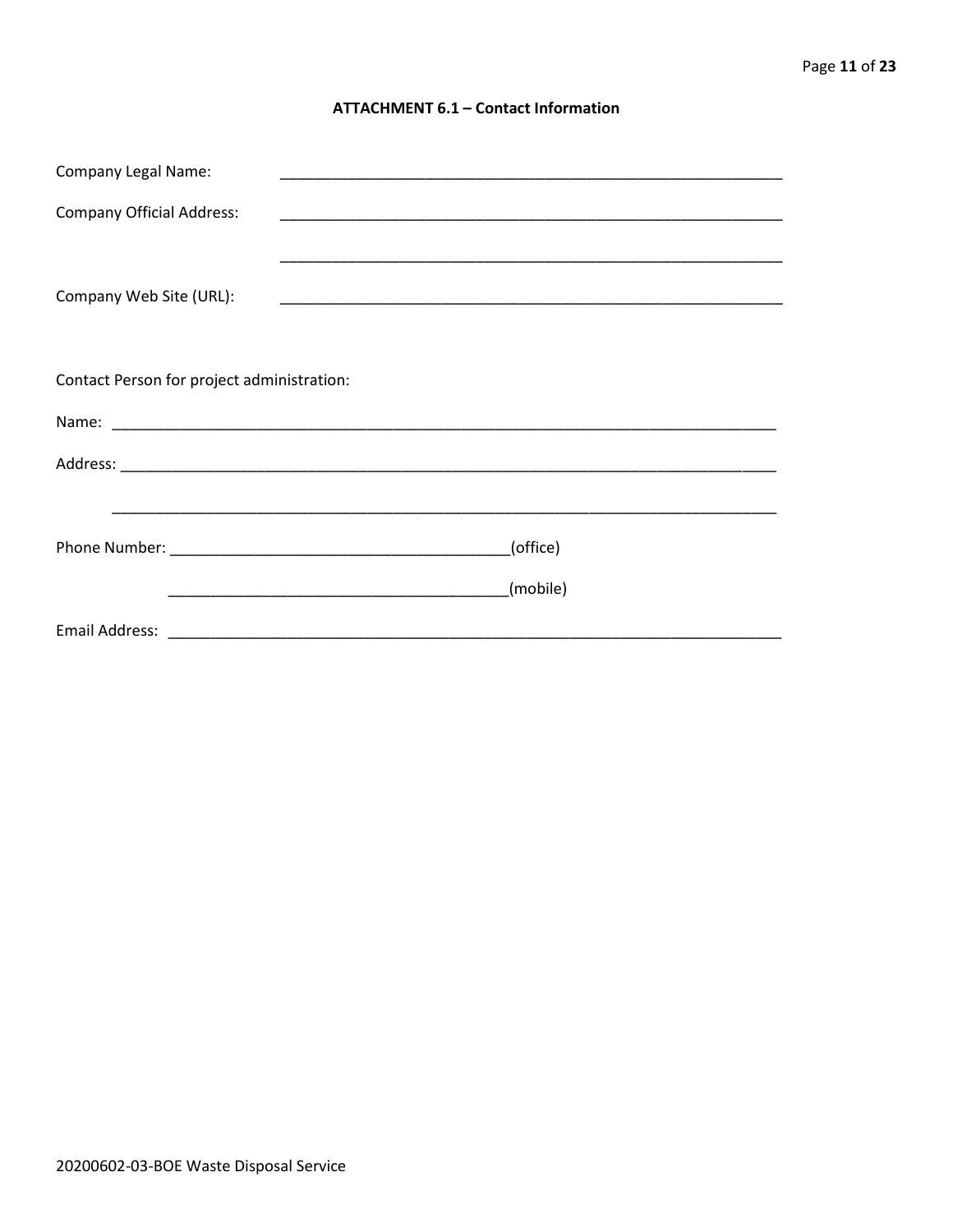## ATTACHMENT 6.1 – Contact Information

Company Legal Name: ____________________________________________________________

Company Official Address: ____________________________________________________________

____________________________________________________________

Company Web Site (URL): ____________________________________________________________

Contact Person for project administration:

Name: ________________________________________________________________________________

Address: ______________________________________________________________________________

______________________________________________________________________________

Phone Number: ________________________________________(office)

________________________________________(mobile)

Email Address: ___________________________________________________________________________

20200602-03-BOE Waste Disposal Service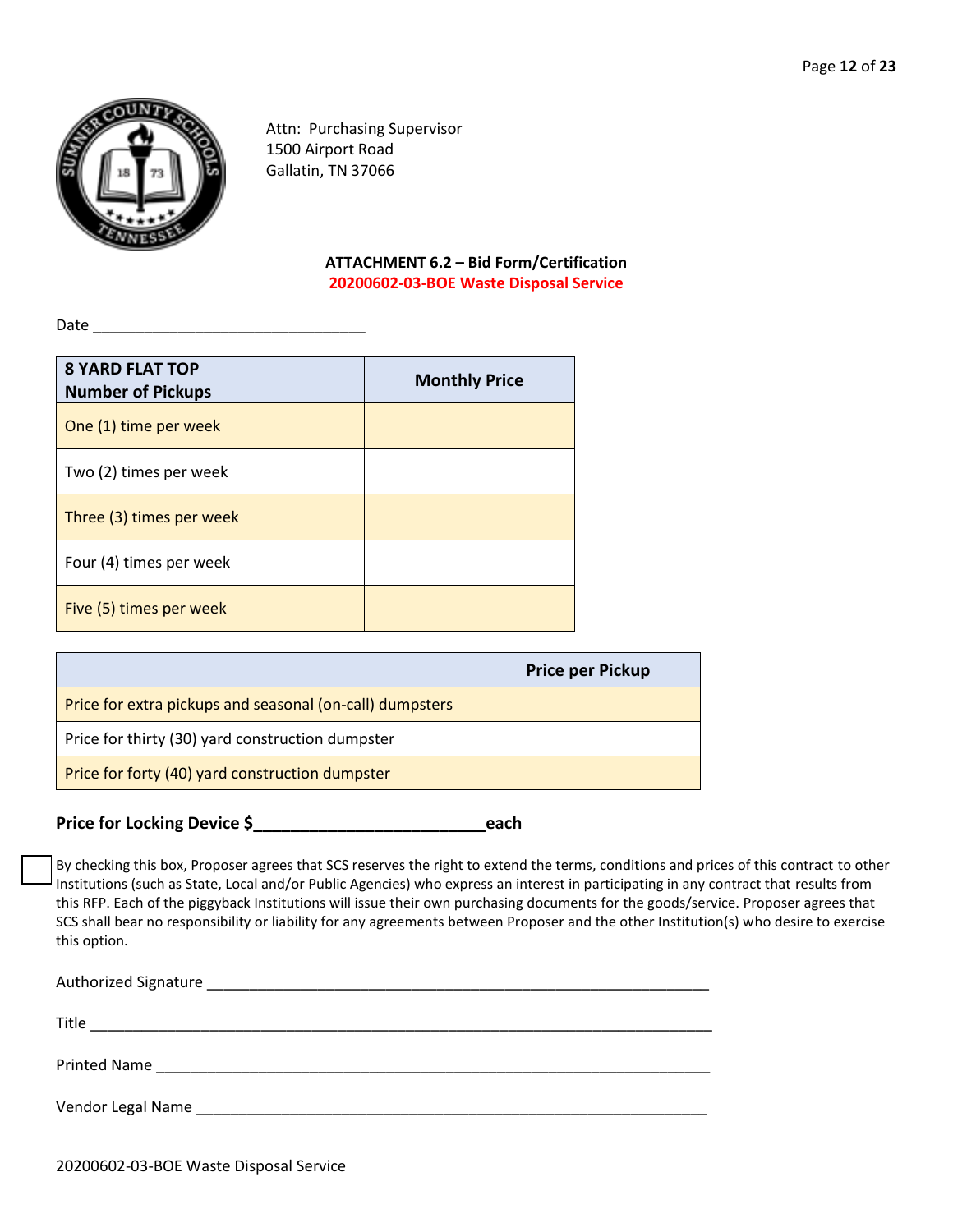Attn: Purchasing Supervisor
1500 Airport Road
Gallatin, TN 37066

**ATTACHMENT 6.2 – Bid Form/Certification**
**20200602-03-BOE Waste Disposal Service**

Date ________________________________

| 8 YARD FLAT TOP Number of Pickups | Monthly Price |
|---|---|
| One (1) time per week | |
| Two (2) times per week | |
| Three (3) times per week | |
| Four (4) times per week | |
| Five (5) times per week | |

| | Price per Pickup |
|---|---|
| Price for extra pickups and seasonal (on-call) dumpsters | |
| Price for thirty (30) yard construction dumpster | |
| Price for forty (40) yard construction dumpster | |

**Price for Locking Device $_________________________each**

☐ By checking this box, Proposer agrees that SCS reserves the right to extend the terms, conditions and prices of this contract to other Institutions (such as State, Local and/or Public Agencies) who express an interest in participating in any contract that results from this RFP. Each of the piggyback Institutions will issue their own purchasing documents for the goods/service. Proposer agrees that SCS shall bear no responsibility or liability for any agreements between Proposer and the other Institution(s) who desire to exercise this option.

Authorized Signature ____________________________________________________________

Title ______________________________________________________________________

Printed Name _________________________________________________________________

Vendor Legal Name ____________________________________________________________

20200602-03-BOE Waste Disposal Service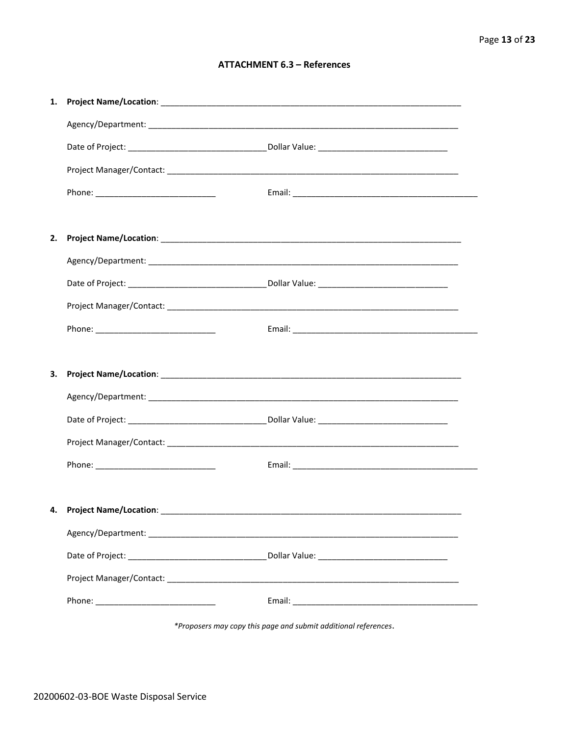## ATTACHMENT 6.3 – References

1. **Project Name/Location**: ______________________________________________

   Agency/Department: ______________________________________________

   Date of Project: ______________________ Dollar Value: ______________________

   Project Manager/Contact: ______________________________________________

   Phone: ______________________ Email: ______________________________

2. **Project Name/Location**: ______________________________________________

   Agency/Department: ______________________________________________

   Date of Project: ______________________ Dollar Value: ______________________

   Project Manager/Contact: ______________________________________________

   Phone: ______________________ Email: ______________________________

3. **Project Name/Location**: ______________________________________________

   Agency/Department: ______________________________________________

   Date of Project: ______________________ Dollar Value: ______________________

   Project Manager/Contact: ______________________________________________

   Phone: ______________________ Email: ______________________________

4. **Project Name/Location**: ______________________________________________

   Agency/Department: ______________________________________________

   Date of Project: ______________________ Dollar Value: ______________________

   Project Manager/Contact: ______________________________________________

   Phone: ______________________ Email: ______________________________

*\*Proposers may copy this page and submit additional references.*

20200602-03-BOE Waste Disposal Service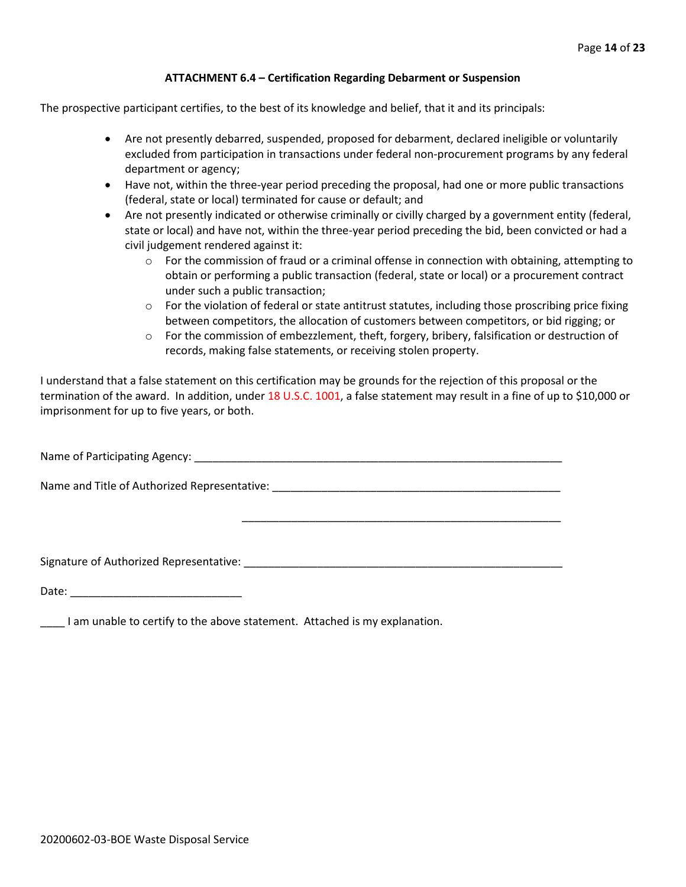### ATTACHMENT 6.4 – Certification Regarding Debarment or Suspension

The prospective participant certifies, to the best of its knowledge and belief, that it and its principals:

- Are not presently debarred, suspended, proposed for debarment, declared ineligible or voluntarily excluded from participation in transactions under federal non-procurement programs by any federal department or agency;
- Have not, within the three-year period preceding the proposal, had one or more public transactions (federal, state or local) terminated for cause or default; and
- Are not presently indicated or otherwise criminally or civilly charged by a government entity (federal, state or local) and have not, within the three-year period preceding the bid, been convicted or had a civil judgement rendered against it:
    - For the commission of fraud or a criminal offense in connection with obtaining, attempting to obtain or performing a public transaction (federal, state or local) or a procurement contract under such a public transaction;
    - For the violation of federal or state antitrust statutes, including those proscribing price fixing between competitors, the allocation of customers between competitors, or bid rigging; or
    - For the commission of embezzlement, theft, forgery, bribery, falsification or destruction of records, making false statements, or receiving stolen property.

I understand that a false statement on this certification may be grounds for the rejection of this proposal or the termination of the award. In addition, under 18 U.S.C. 1001, a false statement may result in a fine of up to $10,000 or imprisonment for up to five years, or both.

Name of Participating Agency: _______________________________________________

Name and Title of Authorized Representative: _______________________________________________

_______________________________________________

Signature of Authorized Representative: _______________________________________________

Date: ___________________________

____ I am unable to certify to the above statement. Attached is my explanation.

20200602-03-BOE Waste Disposal Service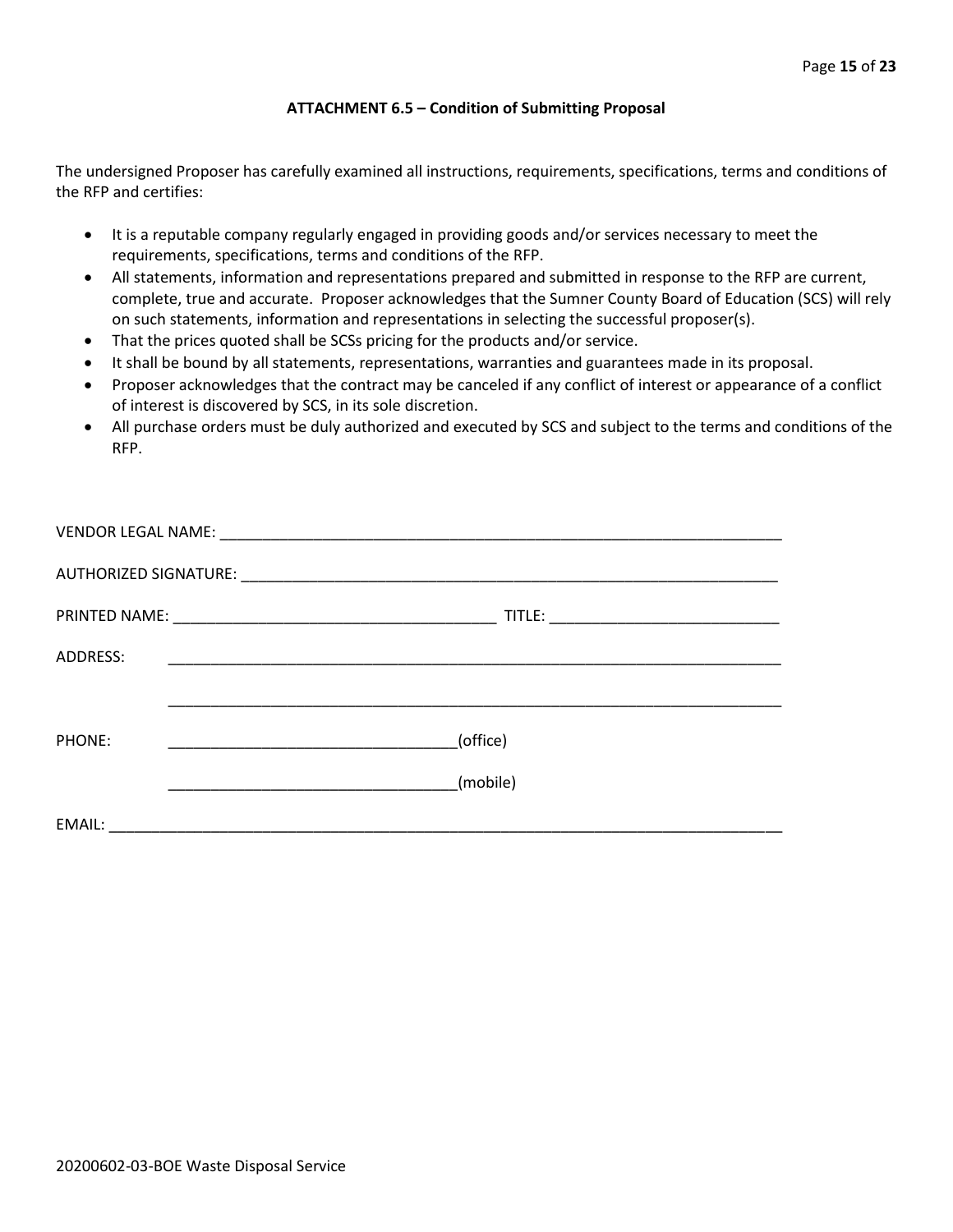### ATTACHMENT 6.5 – Condition of Submitting Proposal

The undersigned Proposer has carefully examined all instructions, requirements, specifications, terms and conditions of the RFP and certifies:

- It is a reputable company regularly engaged in providing goods and/or services necessary to meet the requirements, specifications, terms and conditions of the RFP.
- All statements, information and representations prepared and submitted in response to the RFP are current, complete, true and accurate. Proposer acknowledges that the Sumner County Board of Education (SCS) will rely on such statements, information and representations in selecting the successful proposer(s).
- That the prices quoted shall be SCSs pricing for the products and/or service.
- It shall be bound by all statements, representations, warranties and guarantees made in its proposal.
- Proposer acknowledges that the contract may be canceled if any conflict of interest or appearance of a conflict of interest is discovered by SCS, in its sole discretion.
- All purchase orders must be duly authorized and executed by SCS and subject to the terms and conditions of the RFP.

VENDOR LEGAL NAME: ______________________________________________________________________

AUTHORIZED SIGNATURE: __________________________________________________________________

PRINTED NAME: _______________________________________ TITLE: ___________________________

ADDRESS: ____________________________________________________________________________

____________________________________________________________________________

PHONE: __________________________________(office)

__________________________________(mobile)

EMAIL: ______________________________________________________________________________

20200602-03-BOE Waste Disposal Service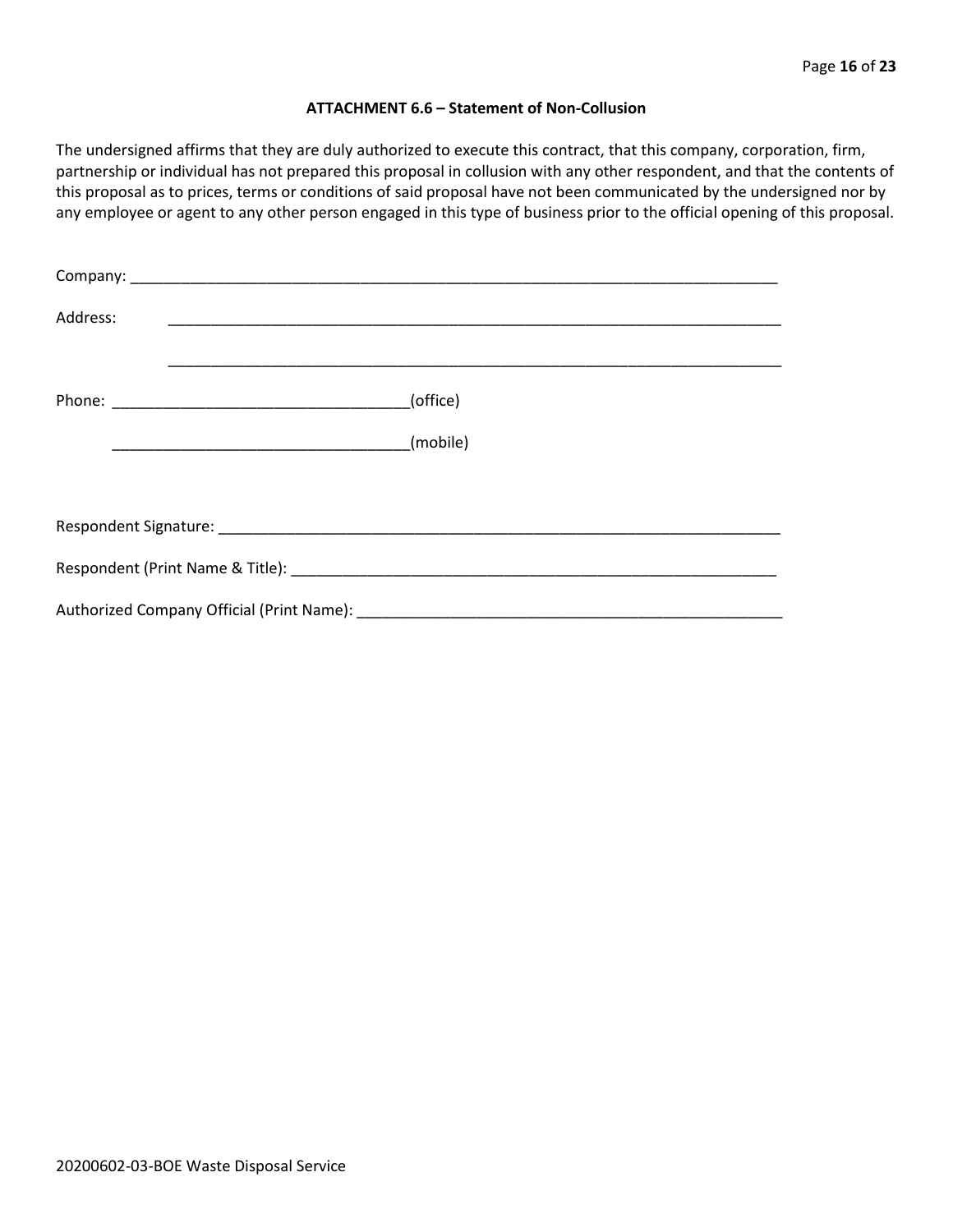### ATTACHMENT 6.6 – Statement of Non-Collusion

The undersigned affirms that they are duly authorized to execute this contract, that this company, corporation, firm, partnership or individual has not prepared this proposal in collusion with any other respondent, and that the contents of this proposal as to prices, terms or conditions of said proposal have not been communicated by the undersigned nor by any employee or agent to any other person engaged in this type of business prior to the official opening of this proposal.

Company: ______________________________________________________________________________

Address: ______________________________________________________________________________

______________________________________________________________________________

Phone: ___________________________________(office)

___________________________________(mobile)

Respondent Signature: ____________________________________________________________________

Respondent (Print Name & Title): __________________________________________________________

Authorized Company Official (Print Name): ___________________________________________________

20200602-03-BOE Waste Disposal Service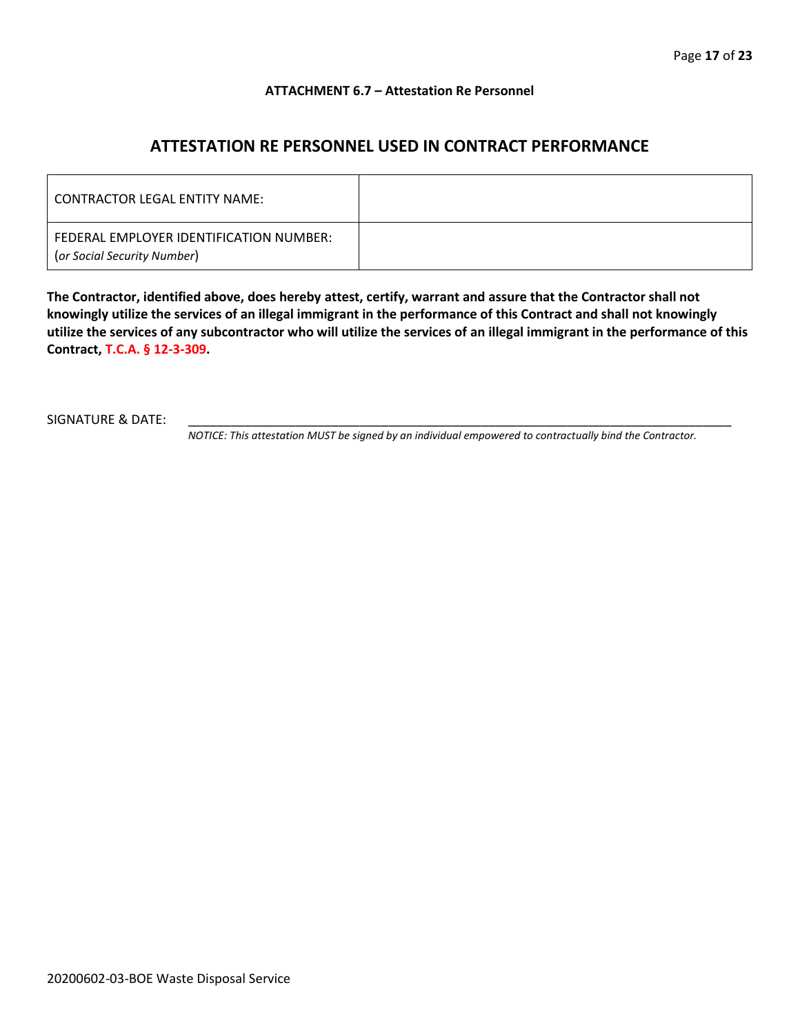**ATTACHMENT 6.7 – Attestation Re Personnel**

## ATTESTATION RE PERSONNEL USED IN CONTRACT PERFORMANCE

| CONTRACTOR LEGAL ENTITY NAME: | |
|---|---|
| FEDERAL EMPLOYER IDENTIFICATION NUMBER: (*or Social Security Number*) | |

**The Contractor, identified above, does hereby attest, certify, warrant and assure that the Contractor shall not knowingly utilize the services of an illegal immigrant in the performance of this Contract and shall not knowingly utilize the services of any subcontractor who will utilize the services of an illegal immigrant in the performance of this Contract, T.C.A. § 12-3-309.**

SIGNATURE & DATE: ______________________________________________________________________________

*NOTICE: This attestation MUST be signed by an individual empowered to contractually bind the Contractor.*

20200602-03-BOE Waste Disposal Service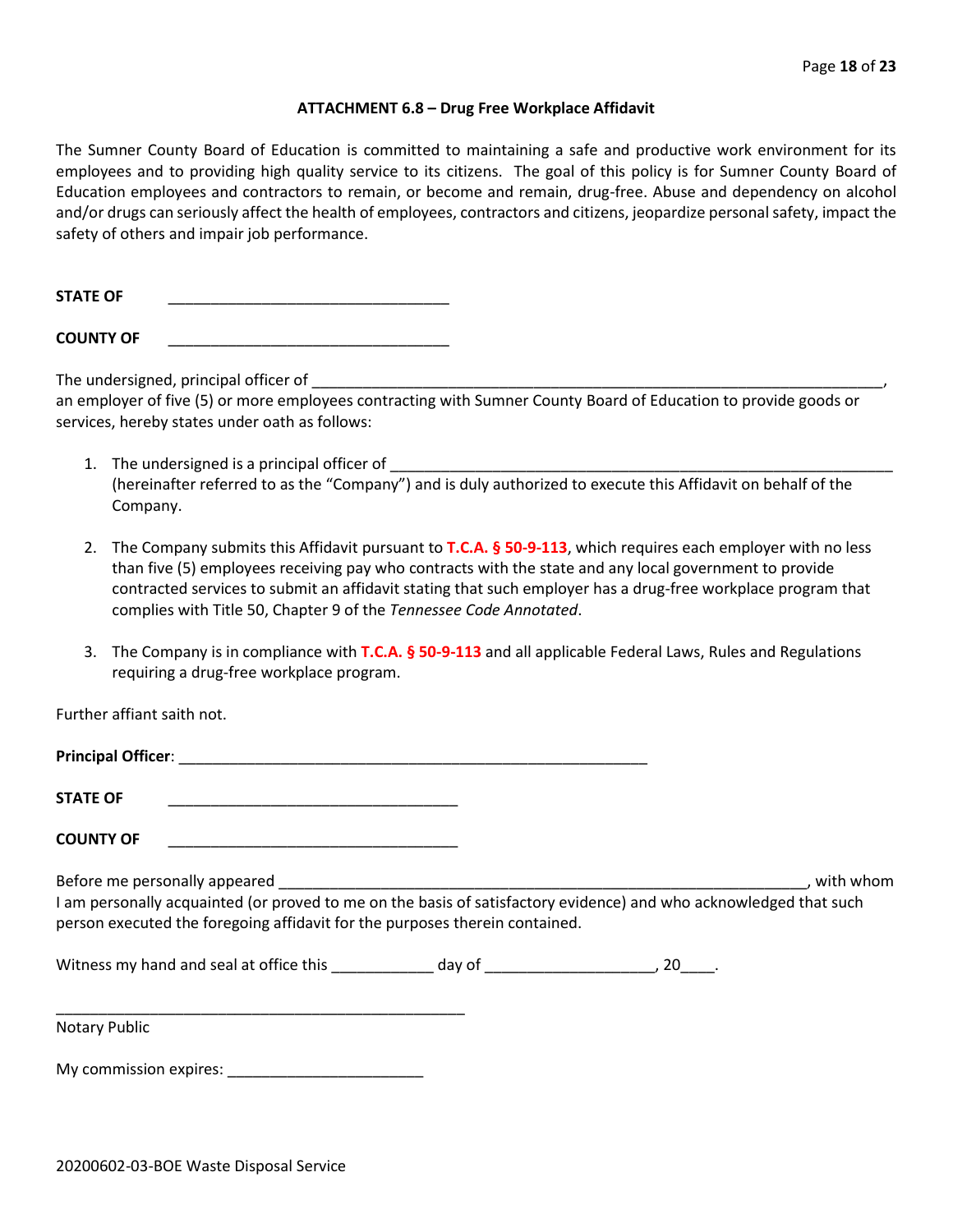### ATTACHMENT 6.8 – Drug Free Workplace Affidavit

The Sumner County Board of Education is committed to maintaining a safe and productive work environment for its employees and to providing high quality service to its citizens. The goal of this policy is for Sumner County Board of Education employees and contractors to remain, or become and remain, drug-free. Abuse and dependency on alcohol and/or drugs can seriously affect the health of employees, contractors and citizens, jeopardize personal safety, impact the safety of others and impair job performance.

**STATE OF** _________________________________

**COUNTY OF** _________________________________

The undersigned, principal officer of _____________________________________________________________________, an employer of five (5) or more employees contracting with Sumner County Board of Education to provide goods or services, hereby states under oath as follows:

1. The undersigned is a principal officer of _____________________________________________________________ (hereinafter referred to as the "Company") and is duly authorized to execute this Affidavit on behalf of the Company.

2. The Company submits this Affidavit pursuant to **T.C.A. § 50-9-113**, which requires each employer with no less than five (5) employees receiving pay who contracts with the state and any local government to provide contracted services to submit an affidavit stating that such employer has a drug-free workplace program that complies with Title 50, Chapter 9 of the *Tennessee Code Annotated*.

3. The Company is in compliance with **T.C.A. § 50-9-113** and all applicable Federal Laws, Rules and Regulations requiring a drug-free workplace program.

Further affiant saith not.

**Principal Officer**: ________________________________________________________

**STATE OF** __________________________________

**COUNTY OF** __________________________________

Before me personally appeared _______________________________________________________________, with whom I am personally acquainted (or proved to me on the basis of satisfactory evidence) and who acknowledged that such person executed the foregoing affidavit for the purposes therein contained.

Witness my hand and seal at office this ____________ day of ____________________, 20____.

________________________________________________

Notary Public

My commission expires: _______________________

20200602-03-BOE Waste Disposal Service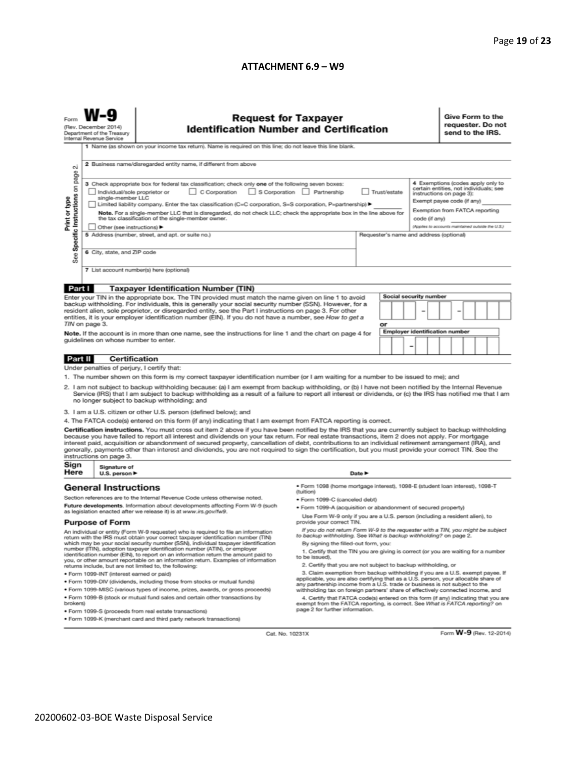## ATTACHMENT 6.9 – W9

Form **W-9**
(Rev. December 2014)
Department of the Treasury
Internal Revenue Service

# Request for Taxpayer Identification Number and Certification

**Give Form to the requester. Do not send to the IRS.**

Print or type
See Specific Instructions on page 2.

1 Name (as shown on your income tax return). Name is required on this line; do not leave this line blank.

2 Business name/disregarded entity name, if different from above

3 Check appropriate box for federal tax classification; check only **one** of the following seven boxes:

☐ Individual/sole proprietor or single-member LLC ☐ C Corporation ☐ S Corporation ☐ Partnership ☐ Trust/estate

☐ Limited liability company. Enter the tax classification (C=C corporation, S=S corporation, P=partnership) ► ________

**Note.** For a single-member LLC that is disregarded, do not check LLC; check the appropriate box in the line above for the tax classification of the single-member owner.

☐ Other (see instructions) ►

4 Exemptions (codes apply only to certain entities, not individuals; see instructions on page 3):

Exempt payee code (if any) ________

Exemption from FATCA reporting code (if any) ________

(Applies to accounts maintained outside the U.S.)

5 Address (number, street, and apt. or suite no.)

Requester's name and address (optional)

6 City, state, and ZIP code

7 List account number(s) here (optional)

### Part I Taxpayer Identification Number (TIN)

Enter your TIN in the appropriate box. The TIN provided must match the name given on line 1 to avoid backup withholding. For individuals, this is generally your social security number (SSN). However, for a resident alien, sole proprietor, or disregarded entity, see the Part I instructions on page 3. For other entities, it is your employer identification number (EIN). If you do not have a number, see *How to get a TIN* on page 3.

**Note.** If the account is in more than one name, see the instructions for line 1 and the chart on page 4 for guidelines on whose number to enter.

**Social security number**

| | | | – | | | – | | | | |
|---|---|---|---|---|---|---|---|---|---|---|

or

**Employer identification number**

| | | – | | | | | | | |
|---|---|---|---|---|---|---|---|---|---|

### Part II Certification

Under penalties of perjury, I certify that:

1. The number shown on this form is my correct taxpayer identification number (or I am waiting for a number to be issued to me); and
2. I am not subject to backup withholding because: (a) I am exempt from backup withholding, or (b) I have not been notified by the Internal Revenue Service (IRS) that I am subject to backup withholding as a result of a failure to report all interest or dividends, or (c) the IRS has notified me that I am no longer subject to backup withholding; and
3. I am a U.S. citizen or other U.S. person (defined below); and
4. The FATCA code(s) entered on this form (if any) indicating that I am exempt from FATCA reporting is correct.

**Certification instructions.** You must cross out item 2 above if you have been notified by the IRS that you are currently subject to backup withholding because you have failed to report all interest and dividends on your tax return. For real estate transactions, item 2 does not apply. For mortgage interest paid, acquisition or abandonment of secured property, cancellation of debt, contributions to an individual retirement arrangement (IRA), and generally, payments other than interest and dividends, you are not required to sign the certification, but you must provide your correct TIN. See the instructions on page 3.

**Sign Here** Signature of U.S. person ► Date ►

## General Instructions

Section references are to the Internal Revenue Code unless otherwise noted.

**Future developments.** Information about developments affecting Form W-9 (such as legislation enacted after we release it) is at *www.irs.gov/fw9*.

### Purpose of Form

An individual or entity (Form W-9 requester) who is required to file an information return with the IRS must obtain your correct taxpayer identification number (TIN) which may be your social security number (SSN), individual taxpayer identification number (ITIN), adoption taxpayer identification number (ATIN), or employer identification number (EIN), to report on an information return the amount paid to you, or other amount reportable on an information return. Examples of information returns include, but are not limited to, the following:

- Form 1099-INT (interest earned or paid)
- Form 1099-DIV (dividends, including those from stocks or mutual funds)
- Form 1099-MISC (various types of income, prizes, awards, or gross proceeds)
- Form 1099-B (stock or mutual fund sales and certain other transactions by brokers)
- Form 1099-S (proceeds from real estate transactions)
- Form 1099-K (merchant card and third party network transactions)
- Form 1098 (home mortgage interest), 1098-E (student loan interest), 1098-T (tuition)
- Form 1099-C (canceled debt)
- Form 1099-A (acquisition or abandonment of secured property)

Use Form W-9 only if you are a U.S. person (including a resident alien), to provide your correct TIN.

*If you do not return Form W-9 to the requester with a TIN, you might be subject to backup withholding. See What is backup withholding? on page 2.*

By signing the filled-out form, you:

1. Certify that the TIN you are giving is correct (or you are waiting for a number to be issued),
2. Certify that you are not subject to backup withholding, or
3. Claim exemption from backup withholding if you are a U.S. exempt payee. If applicable, you are also certifying that as a U.S. person, your allocable share of any partnership income from a U.S. trade or business is not subject to the withholding tax on foreign partners' share of effectively connected income, and
4. Certify that FATCA code(s) entered on this form (if any) indicating that you are exempt from the FATCA reporting, is correct. See *What is FATCA reporting?* on page 2 for further information.

Cat. No. 10231X Form **W-9** (Rev. 12-2014)

20200602-03-BOE Waste Disposal Service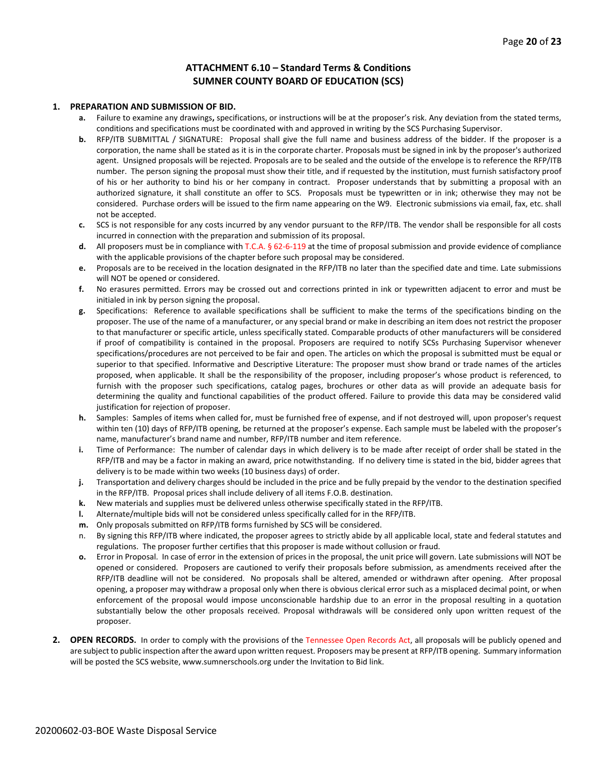## ATTACHMENT 6.10 – Standard Terms & Conditions
## SUMNER COUNTY BOARD OF EDUCATION (SCS)

1. **PREPARATION AND SUBMISSION OF BID.**
   - **a.** Failure to examine any drawings**,** specifications, or instructions will be at the proposer's risk. Any deviation from the stated terms, conditions and specifications must be coordinated with and approved in writing by the SCS Purchasing Supervisor.
   - **b.** RFP/ITB SUBMITTAL / SIGNATURE: Proposal shall give the full name and business address of the bidder. If the proposer is a corporation, the name shall be stated as it is in the corporate charter. Proposals must be signed in ink by the proposer's authorized agent. Unsigned proposals will be rejected. Proposals are to be sealed and the outside of the envelope is to reference the RFP/ITB number. The person signing the proposal must show their title, and if requested by the institution, must furnish satisfactory proof of his or her authority to bind his or her company in contract. Proposer understands that by submitting a proposal with an authorized signature, it shall constitute an offer to SCS. Proposals must be typewritten or in ink; otherwise they may not be considered. Purchase orders will be issued to the firm name appearing on the W9. Electronic submissions via email, fax, etc. shall not be accepted.
   - **c.** SCS is not responsible for any costs incurred by any vendor pursuant to the RFP/ITB. The vendor shall be responsible for all costs incurred in connection with the preparation and submission of its proposal.
   - **d.** All proposers must be in compliance with T.C.A. § 62-6-119 at the time of proposal submission and provide evidence of compliance with the applicable provisions of the chapter before such proposal may be considered.
   - **e.** Proposals are to be received in the location designated in the RFP/ITB no later than the specified date and time. Late submissions will NOT be opened or considered.
   - **f.** No erasures permitted. Errors may be crossed out and corrections printed in ink or typewritten adjacent to error and must be initialed in ink by person signing the proposal.
   - **g.** Specifications: Reference to available specifications shall be sufficient to make the terms of the specifications binding on the proposer. The use of the name of a manufacturer, or any special brand or make in describing an item does not restrict the proposer to that manufacturer or specific article, unless specifically stated. Comparable products of other manufacturers will be considered if proof of compatibility is contained in the proposal. Proposers are required to notify SCSs Purchasing Supervisor whenever specifications/procedures are not perceived to be fair and open. The articles on which the proposal is submitted must be equal or superior to that specified. Informative and Descriptive Literature: The proposer must show brand or trade names of the articles proposed, when applicable. It shall be the responsibility of the proposer, including proposer's whose product is referenced, to furnish with the proposer such specifications, catalog pages, brochures or other data as will provide an adequate basis for determining the quality and functional capabilities of the product offered. Failure to provide this data may be considered valid justification for rejection of proposer.
   - **h.** Samples: Samples of items when called for, must be furnished free of expense, and if not destroyed will, upon proposer's request within ten (10) days of RFP/ITB opening, be returned at the proposer's expense. Each sample must be labeled with the proposer's name, manufacturer's brand name and number, RFP/ITB number and item reference.
   - **i.** Time of Performance: The number of calendar days in which delivery is to be made after receipt of order shall be stated in the RFP/ITB and may be a factor in making an award, price notwithstanding. If no delivery time is stated in the bid, bidder agrees that delivery is to be made within two weeks (10 business days) of order.
   - **j.** Transportation and delivery charges should be included in the price and be fully prepaid by the vendor to the destination specified in the RFP/ITB. Proposal prices shall include delivery of all items F.O.B. destination.
   - **k.** New materials and supplies must be delivered unless otherwise specifically stated in the RFP/ITB.
   - **l.** Alternate/multiple bids will not be considered unless specifically called for in the RFP/ITB.
   - **m.** Only proposals submitted on RFP/ITB forms furnished by SCS will be considered.
   - n. By signing this RFP/ITB where indicated, the proposer agrees to strictly abide by all applicable local, state and federal statutes and regulations. The proposer further certifies that this proposer is made without collusion or fraud.
   - **o.** Error in Proposal. In case of error in the extension of prices in the proposal, the unit price will govern. Late submissions will NOT be opened or considered. Proposers are cautioned to verify their proposals before submission, as amendments received after the RFP/ITB deadline will not be considered. No proposals shall be altered, amended or withdrawn after opening. After proposal opening, a proposer may withdraw a proposal only when there is obvious clerical error such as a misplaced decimal point, or when enforcement of the proposal would impose unconscionable hardship due to an error in the proposal resulting in a quotation substantially below the other proposals received. Proposal withdrawals will be considered only upon written request of the proposer.

2. **OPEN RECORDS.** In order to comply with the provisions of the Tennessee Open Records Act, all proposals will be publicly opened and are subject to public inspection after the award upon written request. Proposers may be present at RFP/ITB opening. Summary information will be posted the SCS website, www.sumnerschools.org under the Invitation to Bid link.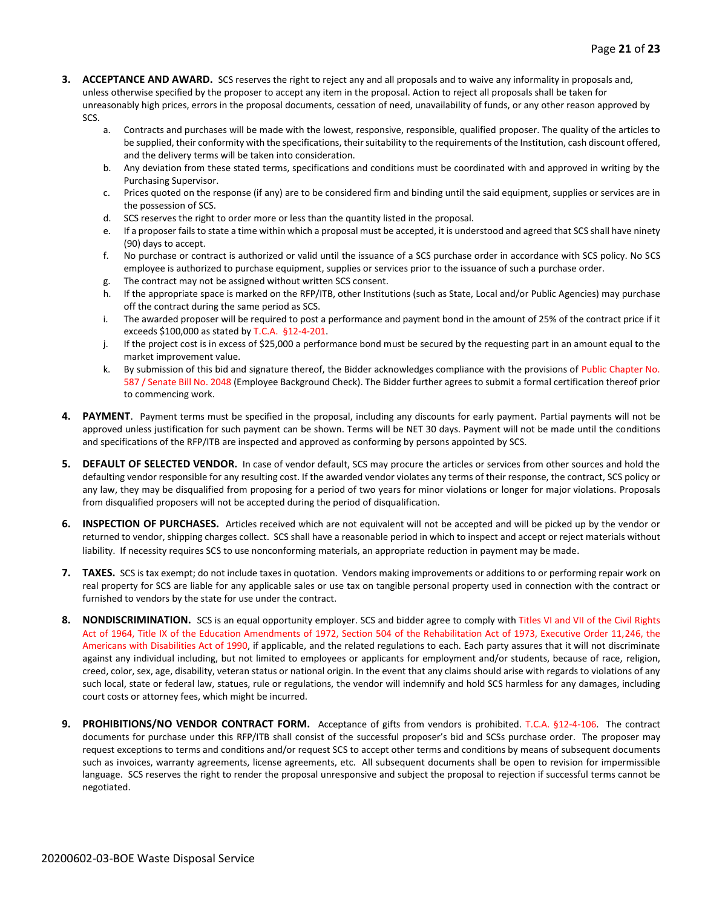3. **ACCEPTANCE AND AWARD.** SCS reserves the right to reject any and all proposals and to waive any informality in proposals and, unless otherwise specified by the proposer to accept any item in the proposal. Action to reject all proposals shall be taken for unreasonably high prices, errors in the proposal documents, cessation of need, unavailability of funds, or any other reason approved by SCS.
   a. Contracts and purchases will be made with the lowest, responsive, responsible, qualified proposer. The quality of the articles to be supplied, their conformity with the specifications, their suitability to the requirements of the Institution, cash discount offered, and the delivery terms will be taken into consideration.
   b. Any deviation from these stated terms, specifications and conditions must be coordinated with and approved in writing by the Purchasing Supervisor.
   c. Prices quoted on the response (if any) are to be considered firm and binding until the said equipment, supplies or services are in the possession of SCS.
   d. SCS reserves the right to order more or less than the quantity listed in the proposal.
   e. If a proposer fails to state a time within which a proposal must be accepted, it is understood and agreed that SCS shall have ninety (90) days to accept.
   f. No purchase or contract is authorized or valid until the issuance of a SCS purchase order in accordance with SCS policy. No SCS employee is authorized to purchase equipment, supplies or services prior to the issuance of such a purchase order.
   g. The contract may not be assigned without written SCS consent.
   h. If the appropriate space is marked on the RFP/ITB, other Institutions (such as State, Local and/or Public Agencies) may purchase off the contract during the same period as SCS.
   i. The awarded proposer will be required to post a performance and payment bond in the amount of 25% of the contract price if it exceeds $100,000 as stated by T.C.A. §12-4-201.
   j. If the project cost is in excess of $25,000 a performance bond must be secured by the requesting part in an amount equal to the market improvement value.
   k. By submission of this bid and signature thereof, the Bidder acknowledges compliance with the provisions of Public Chapter No. 587 / Senate Bill No. 2048 (Employee Background Check). The Bidder further agrees to submit a formal certification thereof prior to commencing work.

4. **PAYMENT**. Payment terms must be specified in the proposal, including any discounts for early payment. Partial payments will not be approved unless justification for such payment can be shown. Terms will be NET 30 days. Payment will not be made until the conditions and specifications of the RFP/ITB are inspected and approved as conforming by persons appointed by SCS.

5. **DEFAULT OF SELECTED VENDOR.** In case of vendor default, SCS may procure the articles or services from other sources and hold the defaulting vendor responsible for any resulting cost. If the awarded vendor violates any terms of their response, the contract, SCS policy or any law, they may be disqualified from proposing for a period of two years for minor violations or longer for major violations. Proposals from disqualified proposers will not be accepted during the period of disqualification.

6. **INSPECTION OF PURCHASES.** Articles received which are not equivalent will not be accepted and will be picked up by the vendor or returned to vendor, shipping charges collect. SCS shall have a reasonable period in which to inspect and accept or reject materials without liability. If necessity requires SCS to use nonconforming materials, an appropriate reduction in payment may be made.

7. **TAXES.** SCS is tax exempt; do not include taxes in quotation. Vendors making improvements or additions to or performing repair work on real property for SCS are liable for any applicable sales or use tax on tangible personal property used in connection with the contract or furnished to vendors by the state for use under the contract.

8. **NONDISCRIMINATION.** SCS is an equal opportunity employer. SCS and bidder agree to comply with Titles VI and VII of the Civil Rights Act of 1964, Title IX of the Education Amendments of 1972, Section 504 of the Rehabilitation Act of 1973, Executive Order 11,246, the Americans with Disabilities Act of 1990, if applicable, and the related regulations to each. Each party assures that it will not discriminate against any individual including, but not limited to employees or applicants for employment and/or students, because of race, religion, creed, color, sex, age, disability, veteran status or national origin. In the event that any claims should arise with regards to violations of any such local, state or federal law, statues, rule or regulations, the vendor will indemnify and hold SCS harmless for any damages, including court costs or attorney fees, which might be incurred.

9. **PROHIBITIONS/NO VENDOR CONTRACT FORM.** Acceptance of gifts from vendors is prohibited. T.C.A. §12-4-106. The contract documents for purchase under this RFP/ITB shall consist of the successful proposer's bid and SCSs purchase order. The proposer may request exceptions to terms and conditions and/or request SCS to accept other terms and conditions by means of subsequent documents such as invoices, warranty agreements, license agreements, etc. All subsequent documents shall be open to revision for impermissible language. SCS reserves the right to render the proposal unresponsive and subject the proposal to rejection if successful terms cannot be negotiated.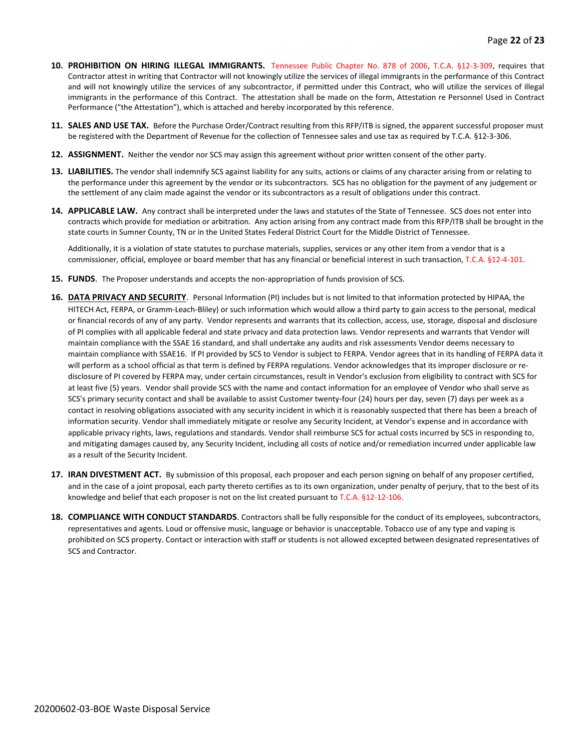10. **PROHIBITION ON HIRING ILLEGAL IMMIGRANTS.** Tennessee Public Chapter No. 878 of 2006, T.C.A. §12-3-309, requires that Contractor attest in writing that Contractor will not knowingly utilize the services of illegal immigrants in the performance of this Contract and will not knowingly utilize the services of any subcontractor, if permitted under this Contract, who will utilize the services of illegal immigrants in the performance of this Contract. The attestation shall be made on the form, Attestation re Personnel Used in Contract Performance ("the Attestation"), which is attached and hereby incorporated by this reference.

11. **SALES AND USE TAX.** Before the Purchase Order/Contract resulting from this RFP/ITB is signed, the apparent successful proposer must be registered with the Department of Revenue for the collection of Tennessee sales and use tax as required by T.C.A. §12-3-306.

12. **ASSIGNMENT.** Neither the vendor nor SCS may assign this agreement without prior written consent of the other party.

13. **LIABILITIES.** The vendor shall indemnify SCS against liability for any suits, actions or claims of any character arising from or relating to the performance under this agreement by the vendor or its subcontractors. SCS has no obligation for the payment of any judgement or the settlement of any claim made against the vendor or its subcontractors as a result of obligations under this contract.

14. **APPLICABLE LAW.** Any contract shall be interpreted under the laws and statutes of the State of Tennessee. SCS does not enter into contracts which provide for mediation or arbitration. Any action arising from any contract made from this RFP/ITB shall be brought in the state courts in Sumner County, TN or in the United States Federal District Court for the Middle District of Tennessee.

    Additionally, it is a violation of state statutes to purchase materials, supplies, services or any other item from a vendor that is a commissioner, official, employee or board member that has any financial or beneficial interest in such transaction, T.C.A. §12-4-101.

15. **FUNDS**. The Proposer understands and accepts the non-appropriation of funds provision of SCS.

16. **DATA PRIVACY AND SECURITY**. Personal Information (PI) includes but is not limited to that information protected by HIPAA, the HITECH Act, FERPA, or Gramm-Leach-Bliley) or such information which would allow a third party to gain access to the personal, medical or financial records of any of any party. Vendor represents and warrants that its collection, access, use, storage, disposal and disclosure of PI complies with all applicable federal and state privacy and data protection laws. Vendor represents and warrants that Vendor will maintain compliance with the SSAE 16 standard, and shall undertake any audits and risk assessments Vendor deems necessary to maintain compliance with SSAE16. If PI provided by SCS to Vendor is subject to FERPA. Vendor agrees that in its handling of FERPA data it will perform as a school official as that term is defined by FERPA regulations. Vendor acknowledges that its improper disclosure or re-disclosure of PI covered by FERPA may, under certain circumstances, result in Vendor's exclusion from eligibility to contract with SCS for at least five (5) years. Vendor shall provide SCS with the name and contact information for an employee of Vendor who shall serve as SCS's primary security contact and shall be available to assist Customer twenty-four (24) hours per day, seven (7) days per week as a contact in resolving obligations associated with any security incident in which it is reasonably suspected that there has been a breach of information security. Vendor shall immediately mitigate or resolve any Security Incident, at Vendor's expense and in accordance with applicable privacy rights, laws, regulations and standards. Vendor shall reimburse SCS for actual costs incurred by SCS in responding to, and mitigating damages caused by, any Security Incident, including all costs of notice and/or remediation incurred under applicable law as a result of the Security Incident.

17. **IRAN DIVESTMENT ACT.** By submission of this proposal, each proposer and each person signing on behalf of any proposer certified, and in the case of a joint proposal, each party thereto certifies as to its own organization, under penalty of perjury, that to the best of its knowledge and belief that each proposer is not on the list created pursuant to T.C.A. §12-12-106.

18. **COMPLIANCE WITH CONDUCT STANDARDS**. Contractors shall be fully responsible for the conduct of its employees, subcontractors, representatives and agents. Loud or offensive music, language or behavior is unacceptable. Tobacco use of any type and vaping is prohibited on SCS property. Contact or interaction with staff or students is not allowed excepted between designated representatives of SCS and Contractor.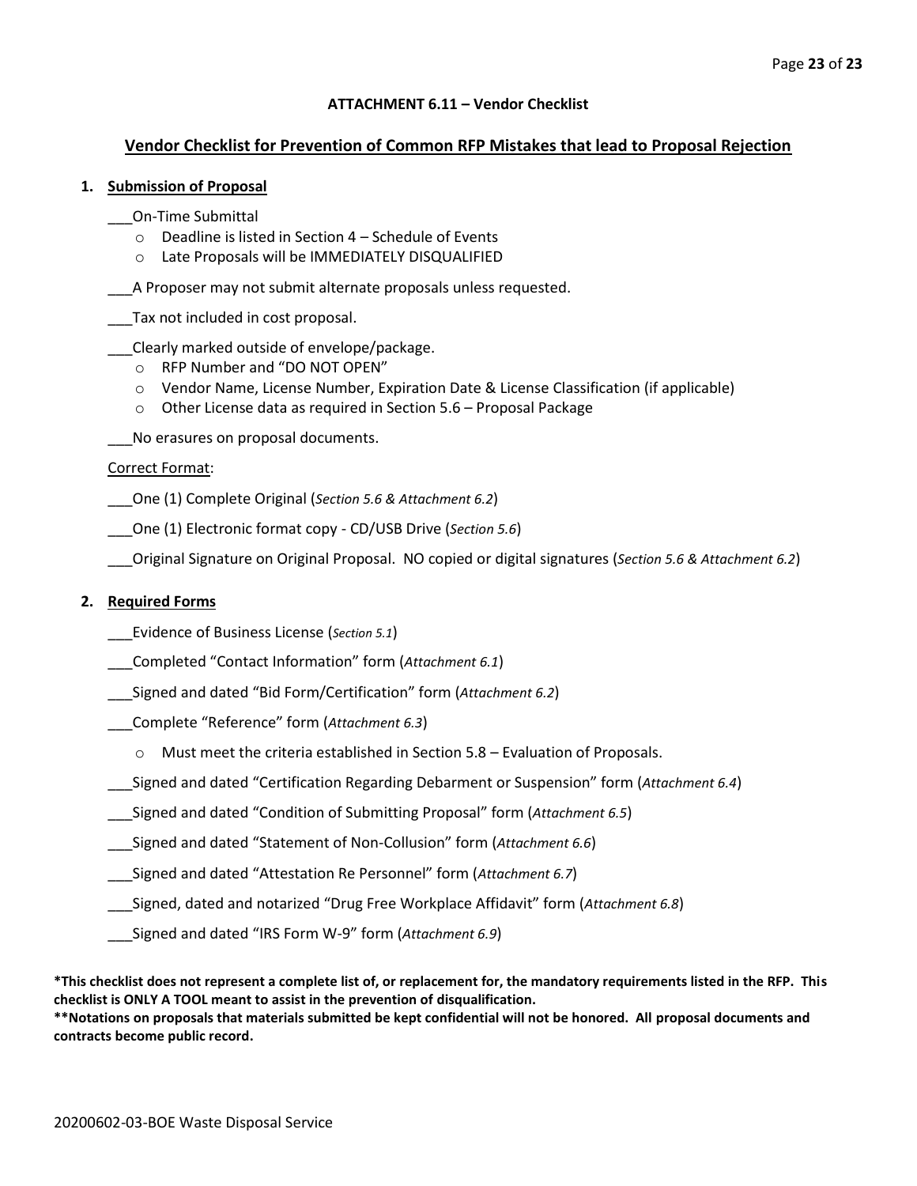**ATTACHMENT 6.11 – Vendor Checklist**

## Vendor Checklist for Prevention of Common RFP Mistakes that lead to Proposal Rejection

1. **Submission of Proposal**

   ___On-Time Submittal
   - Deadline is listed in Section 4 – Schedule of Events
   - Late Proposals will be IMMEDIATELY DISQUALIFIED

   ___A Proposer may not submit alternate proposals unless requested.

   ___Tax not included in cost proposal.

   ___Clearly marked outside of envelope/package.
   - RFP Number and "DO NOT OPEN"
   - Vendor Name, License Number, Expiration Date & License Classification (if applicable)
   - Other License data as required in Section 5.6 – Proposal Package

   ___No erasures on proposal documents.

   Correct Format:

   ___One (1) Complete Original (*Section 5.6 & Attachment 6.2*)

   ___One (1) Electronic format copy - CD/USB Drive (*Section 5.6*)

   ___Original Signature on Original Proposal. NO copied or digital signatures (*Section 5.6 & Attachment 6.2*)

2. **Required Forms**

   ___Evidence of Business License (*Section 5.1*)

   ___Completed "Contact Information" form (*Attachment 6.1*)

   ___Signed and dated "Bid Form/Certification" form (*Attachment 6.2*)

   ___Complete "Reference" form (*Attachment 6.3*)
   - Must meet the criteria established in Section 5.8 – Evaluation of Proposals.

   ___Signed and dated "Certification Regarding Debarment or Suspension" form (*Attachment 6.4*)

   ___Signed and dated "Condition of Submitting Proposal" form (*Attachment 6.5*)

   ___Signed and dated "Statement of Non-Collusion" form (*Attachment 6.6*)

   ___Signed and dated "Attestation Re Personnel" form (*Attachment 6.7*)

   ___Signed, dated and notarized "Drug Free Workplace Affidavit" form (*Attachment 6.8*)

   ___Signed and dated "IRS Form W-9" form (*Attachment 6.9*)

**\*This checklist does not represent a complete list of, or replacement for, the mandatory requirements listed in the RFP. This checklist is ONLY A TOOL meant to assist in the prevention of disqualification.**
**\*\*Notations on proposals that materials submitted be kept confidential will not be honored. All proposal documents and contracts become public record.**

20200602-03-BOE Waste Disposal Service